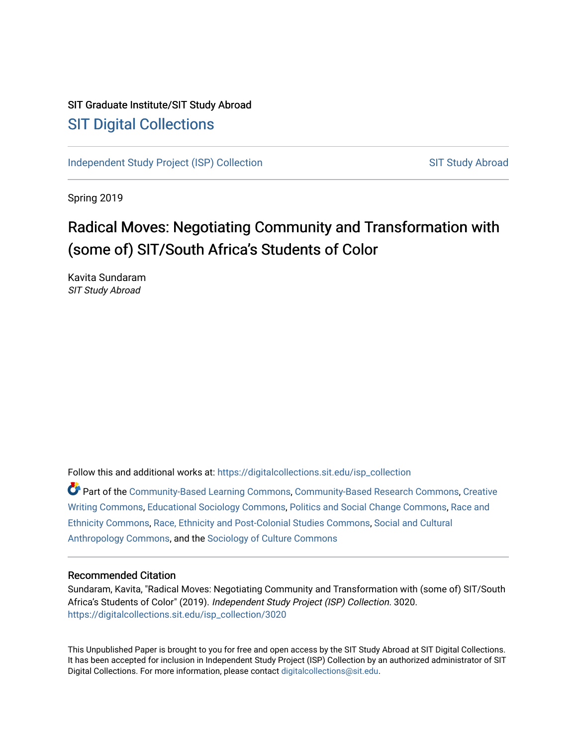SIT Graduate Institute/SIT Study Abroad

# SIT Digital Collections

Independent Study Project (ISP) Collection | SIT Study Abroad

Spring 2019

## Radical Moves: Negotiating Community and Transformation with (some of) SIT/South Africa's Students of Color

Kavita Sundaram
*SIT Study Abroad*

Follow this and additional works at: https://digitalcollections.sit.edu/isp_collection

Part of the Community-Based Learning Commons, Community-Based Research Commons, Creative Writing Commons, Educational Sociology Commons, Politics and Social Change Commons, Race and Ethnicity Commons, Race, Ethnicity and Post-Colonial Studies Commons, Social and Cultural Anthropology Commons, and the Sociology of Culture Commons

### Recommended Citation

Sundaram, Kavita, "Radical Moves: Negotiating Community and Transformation with (some of) SIT/South Africa's Students of Color" (2019). *Independent Study Project (ISP) Collection*. 3020.
https://digitalcollections.sit.edu/isp_collection/3020

This Unpublished Paper is brought to you for free and open access by the SIT Study Abroad at SIT Digital Collections. It has been accepted for inclusion in Independent Study Project (ISP) Collection by an authorized administrator of SIT Digital Collections. For more information, please contact digitalcollections@sit.edu.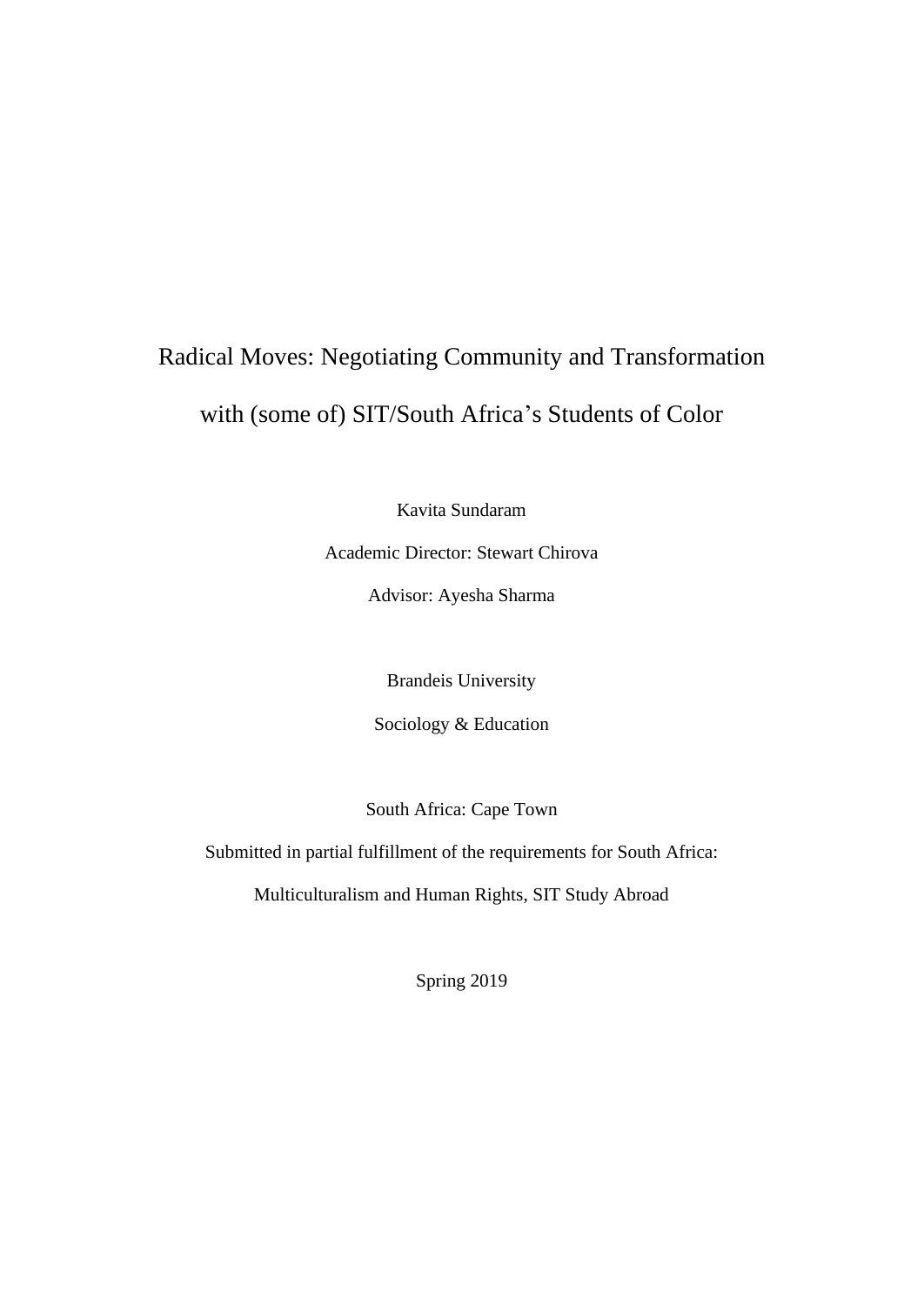# Radical Moves: Negotiating Community and Transformation with (some of) SIT/South Africa's Students of Color

Kavita Sundaram

Academic Director: Stewart Chirova

Advisor: Ayesha Sharma

Brandeis University

Sociology & Education

South Africa: Cape Town

Submitted in partial fulfillment of the requirements for South Africa: Multiculturalism and Human Rights, SIT Study Abroad

Spring 2019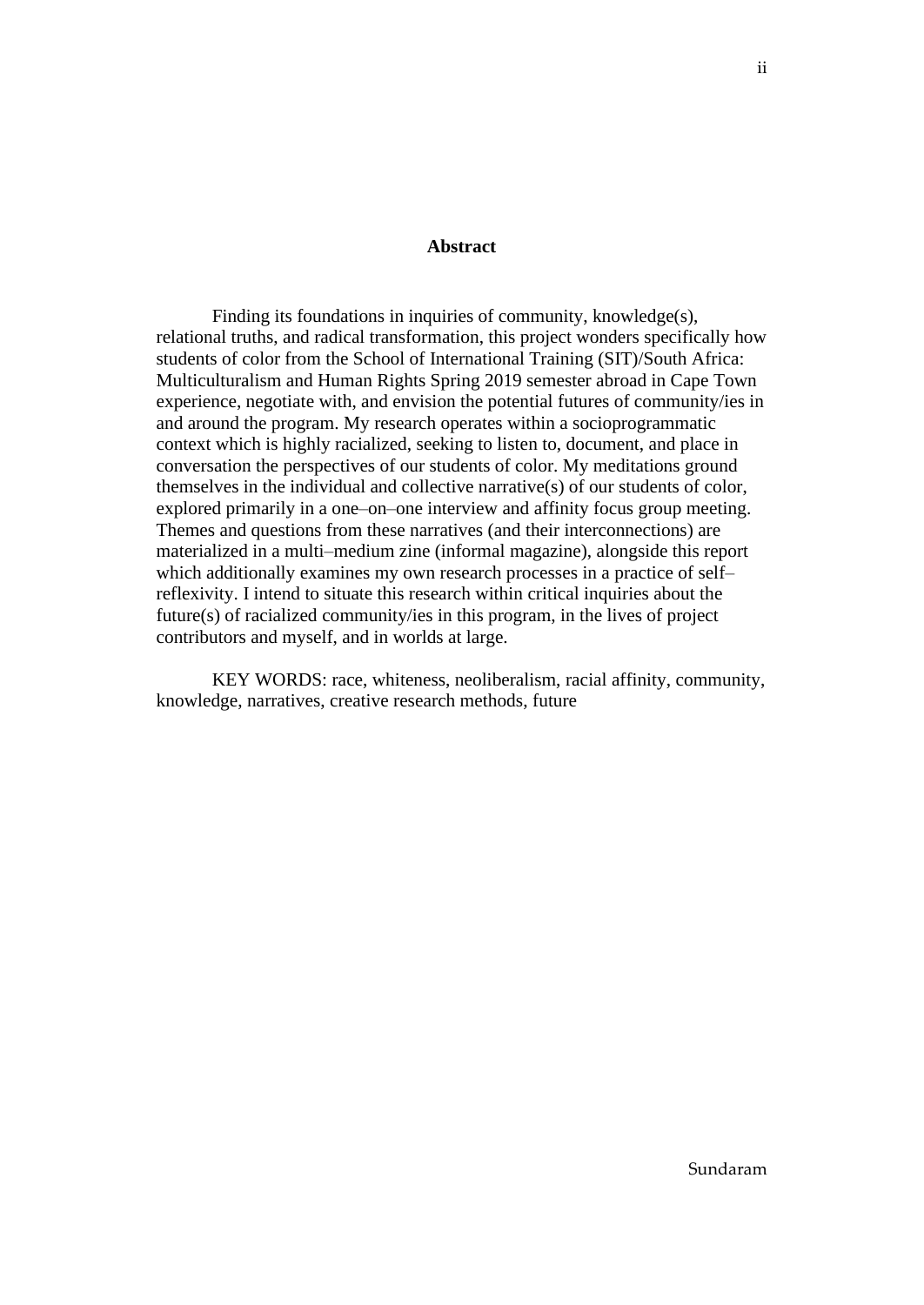# Abstract

Finding its foundations in inquiries of community, knowledge(s), relational truths, and radical transformation, this project wonders specifically how students of color from the School of International Training (SIT)/South Africa: Multiculturalism and Human Rights Spring 2019 semester abroad in Cape Town experience, negotiate with, and envision the potential futures of community/ies in and around the program. My research operates within a socioprogrammatic context which is highly racialized, seeking to listen to, document, and place in conversation the perspectives of our students of color. My meditations ground themselves in the individual and collective narrative(s) of our students of color, explored primarily in a one–on–one interview and affinity focus group meeting. Themes and questions from these narratives (and their interconnections) are materialized in a multi–medium zine (informal magazine), alongside this report which additionally examines my own research processes in a practice of self–reflexivity. I intend to situate this research within critical inquiries about the future(s) of racialized community/ies in this program, in the lives of project contributors and myself, and in worlds at large.

KEY WORDS: race, whiteness, neoliberalism, racial affinity, community, knowledge, narratives, creative research methods, future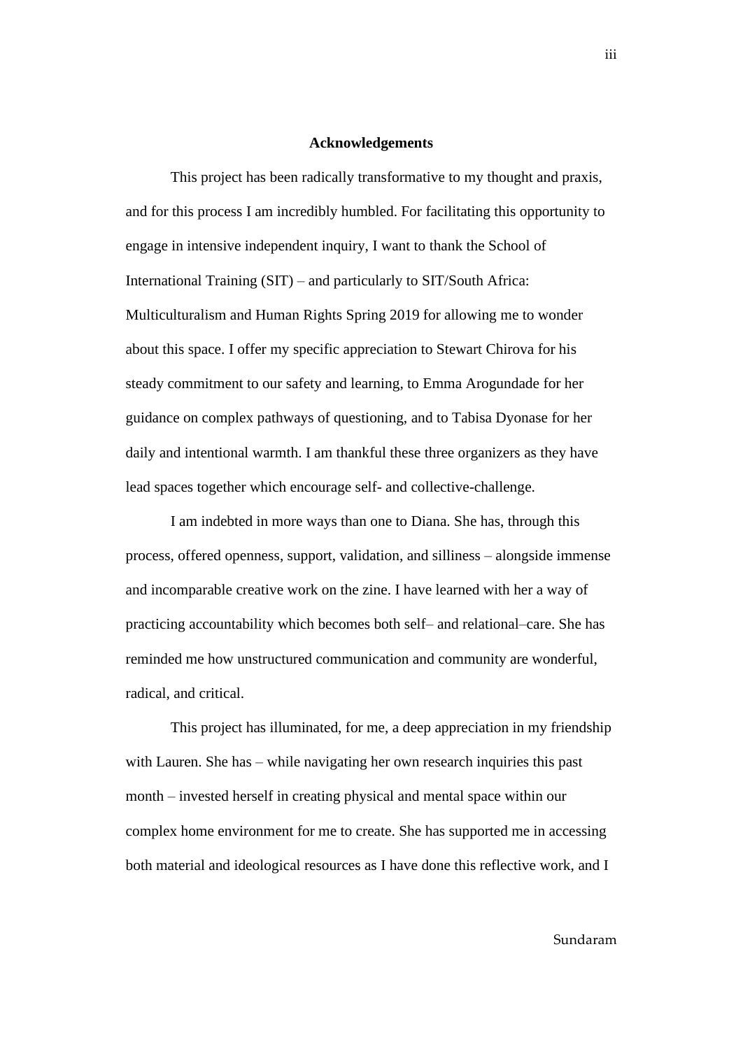## Acknowledgements

This project has been radically transformative to my thought and praxis, and for this process I am incredibly humbled. For facilitating this opportunity to engage in intensive independent inquiry, I want to thank the School of International Training (SIT) – and particularly to SIT/South Africa: Multiculturalism and Human Rights Spring 2019 for allowing me to wonder about this space. I offer my specific appreciation to Stewart Chirova for his steady commitment to our safety and learning, to Emma Arogundade for her guidance on complex pathways of questioning, and to Tabisa Dyonase for her daily and intentional warmth. I am thankful these three organizers as they have lead spaces together which encourage self- and collective-challenge.

I am indebted in more ways than one to Diana. She has, through this process, offered openness, support, validation, and silliness – alongside immense and incomparable creative work on the zine. I have learned with her a way of practicing accountability which becomes both self– and relational–care. She has reminded me how unstructured communication and community are wonderful, radical, and critical.

This project has illuminated, for me, a deep appreciation in my friendship with Lauren. She has – while navigating her own research inquiries this past month – invested herself in creating physical and mental space within our complex home environment for me to create. She has supported me in accessing both material and ideological resources as I have done this reflective work, and I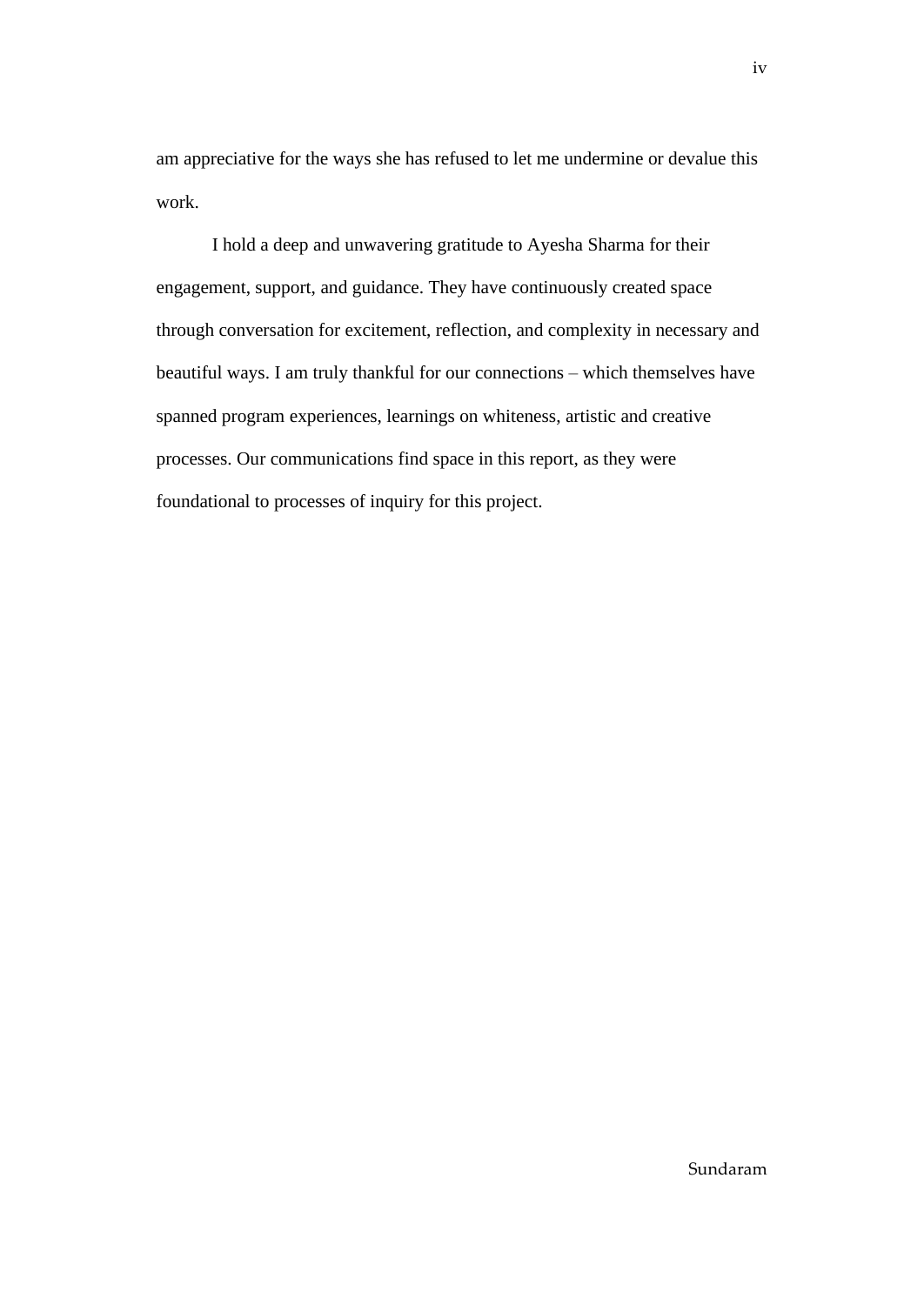am appreciative for the ways she has refused to let me undermine or devalue this work.

I hold a deep and unwavering gratitude to Ayesha Sharma for their engagement, support, and guidance. They have continuously created space through conversation for excitement, reflection, and complexity in necessary and beautiful ways. I am truly thankful for our connections – which themselves have spanned program experiences, learnings on whiteness, artistic and creative processes. Our communications find space in this report, as they were foundational to processes of inquiry for this project.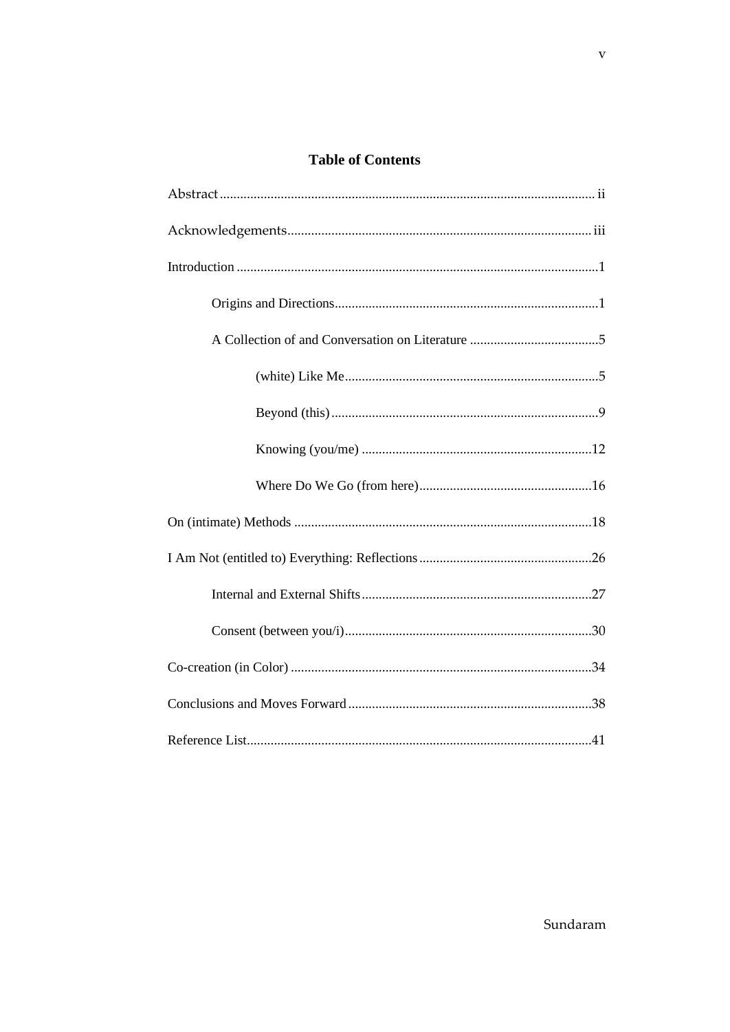# Table of Contents

Abstract .......... ii

Acknowledgements .......... iii

Introduction .......... 1

- Origins and Directions .......... 1
- A Collection of and Conversation on Literature .......... 5
  - (white) Like Me .......... 5
  - Beyond (this) .......... 9
  - Knowing (you/me) .......... 12
  - Where Do We Go (from here) .......... 16

On (intimate) Methods .......... 18

I Am Not (entitled to) Everything: Reflections .......... 26

- Internal and External Shifts .......... 27
- Consent (between you/i) .......... 30

Co-creation (in Color) .......... 34

Conclusions and Moves Forward .......... 38

Reference List .......... 41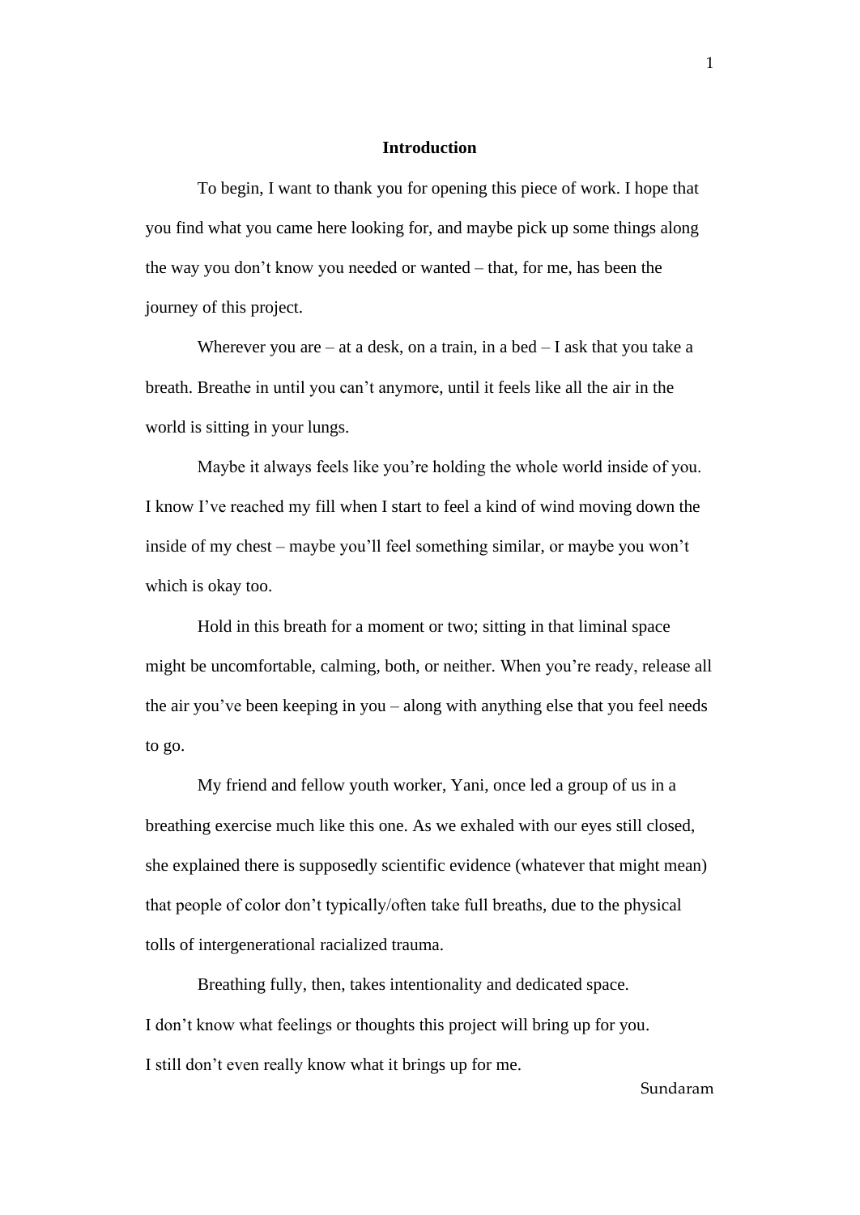## Introduction

To begin, I want to thank you for opening this piece of work. I hope that you find what you came here looking for, and maybe pick up some things along the way you don't know you needed or wanted – that, for me, has been the journey of this project.

Wherever you are – at a desk, on a train, in a bed – I ask that you take a breath. Breathe in until you can't anymore, until it feels like all the air in the world is sitting in your lungs.

Maybe it always feels like you're holding the whole world inside of you. I know I've reached my fill when I start to feel a kind of wind moving down the inside of my chest – maybe you'll feel something similar, or maybe you won't which is okay too.

Hold in this breath for a moment or two; sitting in that liminal space might be uncomfortable, calming, both, or neither. When you're ready, release all the air you've been keeping in you – along with anything else that you feel needs to go.

My friend and fellow youth worker, Yani, once led a group of us in a breathing exercise much like this one. As we exhaled with our eyes still closed, she explained there is supposedly scientific evidence (whatever that might mean) that people of color don't typically/often take full breaths, due to the physical tolls of intergenerational racialized trauma.

Breathing fully, then, takes intentionality and dedicated space.

I don't know what feelings or thoughts this project will bring up for you.

I still don't even really know what it brings up for me.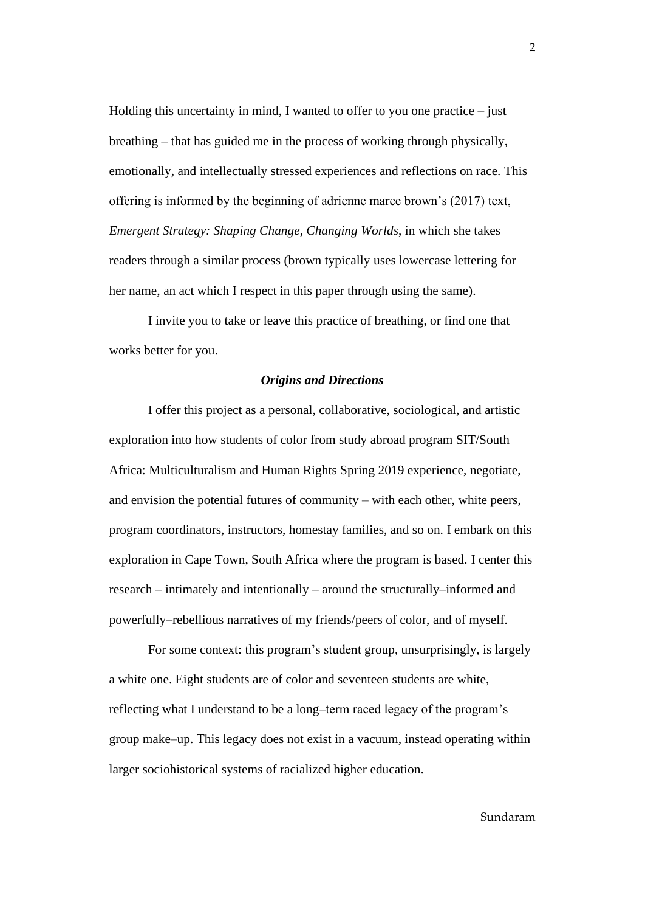Holding this uncertainty in mind, I wanted to offer to you one practice – just breathing – that has guided me in the process of working through physically, emotionally, and intellectually stressed experiences and reflections on race. This offering is informed by the beginning of adrienne maree brown's (2017) text, *Emergent Strategy: Shaping Change, Changing Worlds*, in which she takes readers through a similar process (brown typically uses lowercase lettering for her name, an act which I respect in this paper through using the same).

I invite you to take or leave this practice of breathing, or find one that works better for you.

### ***Origins and Directions***

I offer this project as a personal, collaborative, sociological, and artistic exploration into how students of color from study abroad program SIT/South Africa: Multiculturalism and Human Rights Spring 2019 experience, negotiate, and envision the potential futures of community – with each other, white peers, program coordinators, instructors, homestay families, and so on. I embark on this exploration in Cape Town, South Africa where the program is based. I center this research – intimately and intentionally – around the structurally–informed and powerfully–rebellious narratives of my friends/peers of color, and of myself.

For some context: this program's student group, unsurprisingly, is largely a white one. Eight students are of color and seventeen students are white, reflecting what I understand to be a long–term raced legacy of the program's group make–up. This legacy does not exist in a vacuum, instead operating within larger sociohistorical systems of racialized higher education.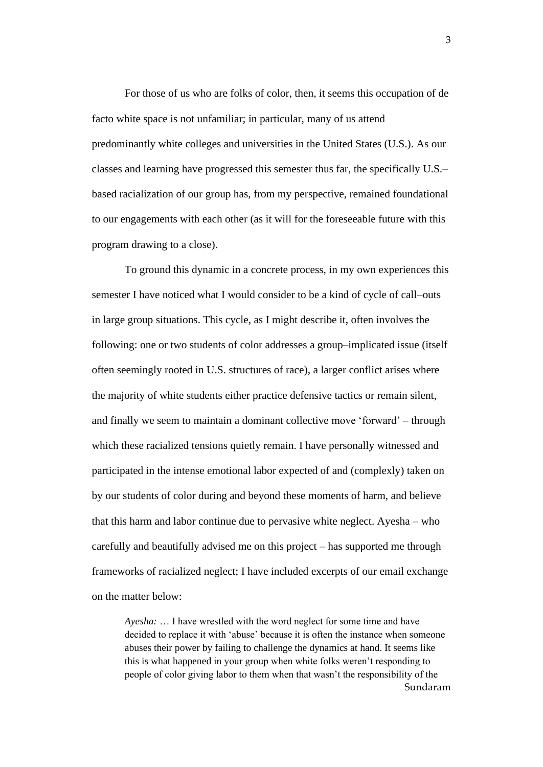For those of us who are folks of color, then, it seems this occupation of de facto white space is not unfamiliar; in particular, many of us attend predominantly white colleges and universities in the United States (U.S.). As our classes and learning have progressed this semester thus far, the specifically U.S.–based racialization of our group has, from my perspective, remained foundational to our engagements with each other (as it will for the foreseeable future with this program drawing to a close).

To ground this dynamic in a concrete process, in my own experiences this semester I have noticed what I would consider to be a kind of cycle of call–outs in large group situations. This cycle, as I might describe it, often involves the following: one or two students of color addresses a group–implicated issue (itself often seemingly rooted in U.S. structures of race), a larger conflict arises where the majority of white students either practice defensive tactics or remain silent, and finally we seem to maintain a dominant collective move 'forward' – through which these racialized tensions quietly remain. I have personally witnessed and participated in the intense emotional labor expected of and (complexly) taken on by our students of color during and beyond these moments of harm, and believe that this harm and labor continue due to pervasive white neglect. Ayesha – who carefully and beautifully advised me on this project – has supported me through frameworks of racialized neglect; I have included excerpts of our email exchange on the matter below:

> *Ayesha:* … I have wrestled with the word neglect for some time and have decided to replace it with 'abuse' because it is often the instance when someone abuses their power by failing to challenge the dynamics at hand. It seems like this is what happened in your group when white folks weren't responding to people of color giving labor to them when that wasn't the responsibility of the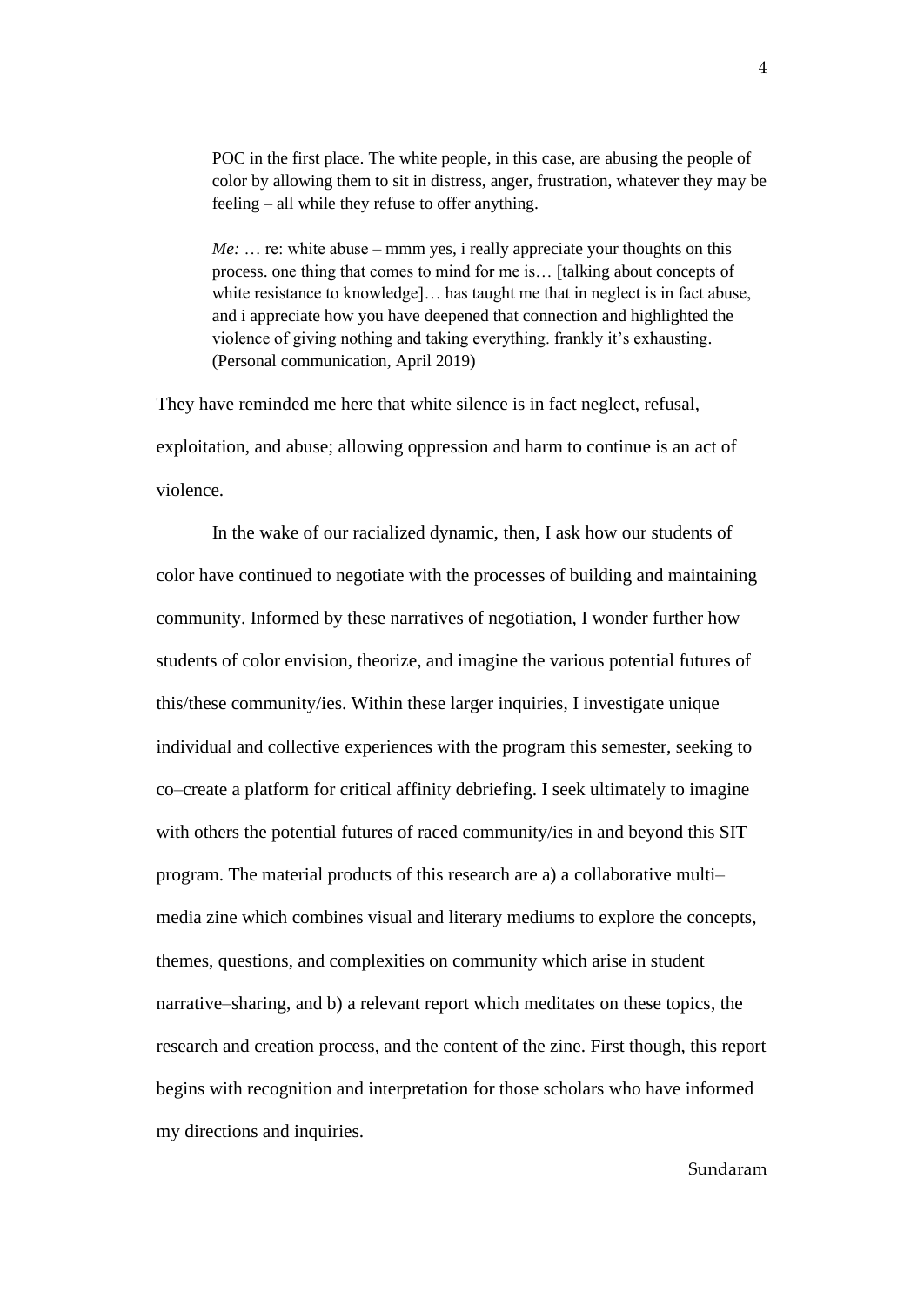> POC in the first place. The white people, in this case, are abusing the people of color by allowing them to sit in distress, anger, frustration, whatever they may be feeling – all while they refuse to offer anything.
>
> *Me:* … re: white abuse – mmm yes, i really appreciate your thoughts on this process. one thing that comes to mind for me is… [talking about concepts of white resistance to knowledge]… has taught me that in neglect is in fact abuse, and i appreciate how you have deepened that connection and highlighted the violence of giving nothing and taking everything. frankly it's exhausting. (Personal communication, April 2019)

They have reminded me here that white silence is in fact neglect, refusal, exploitation, and abuse; allowing oppression and harm to continue is an act of violence.

In the wake of our racialized dynamic, then, I ask how our students of color have continued to negotiate with the processes of building and maintaining community. Informed by these narratives of negotiation, I wonder further how students of color envision, theorize, and imagine the various potential futures of this/these community/ies. Within these larger inquiries, I investigate unique individual and collective experiences with the program this semester, seeking to co–create a platform for critical affinity debriefing. I seek ultimately to imagine with others the potential futures of raced community/ies in and beyond this SIT program. The material products of this research are a) a collaborative multi–media zine which combines visual and literary mediums to explore the concepts, themes, questions, and complexities on community which arise in student narrative–sharing, and b) a relevant report which meditates on these topics, the research and creation process, and the content of the zine. First though, this report begins with recognition and interpretation for those scholars who have informed my directions and inquiries.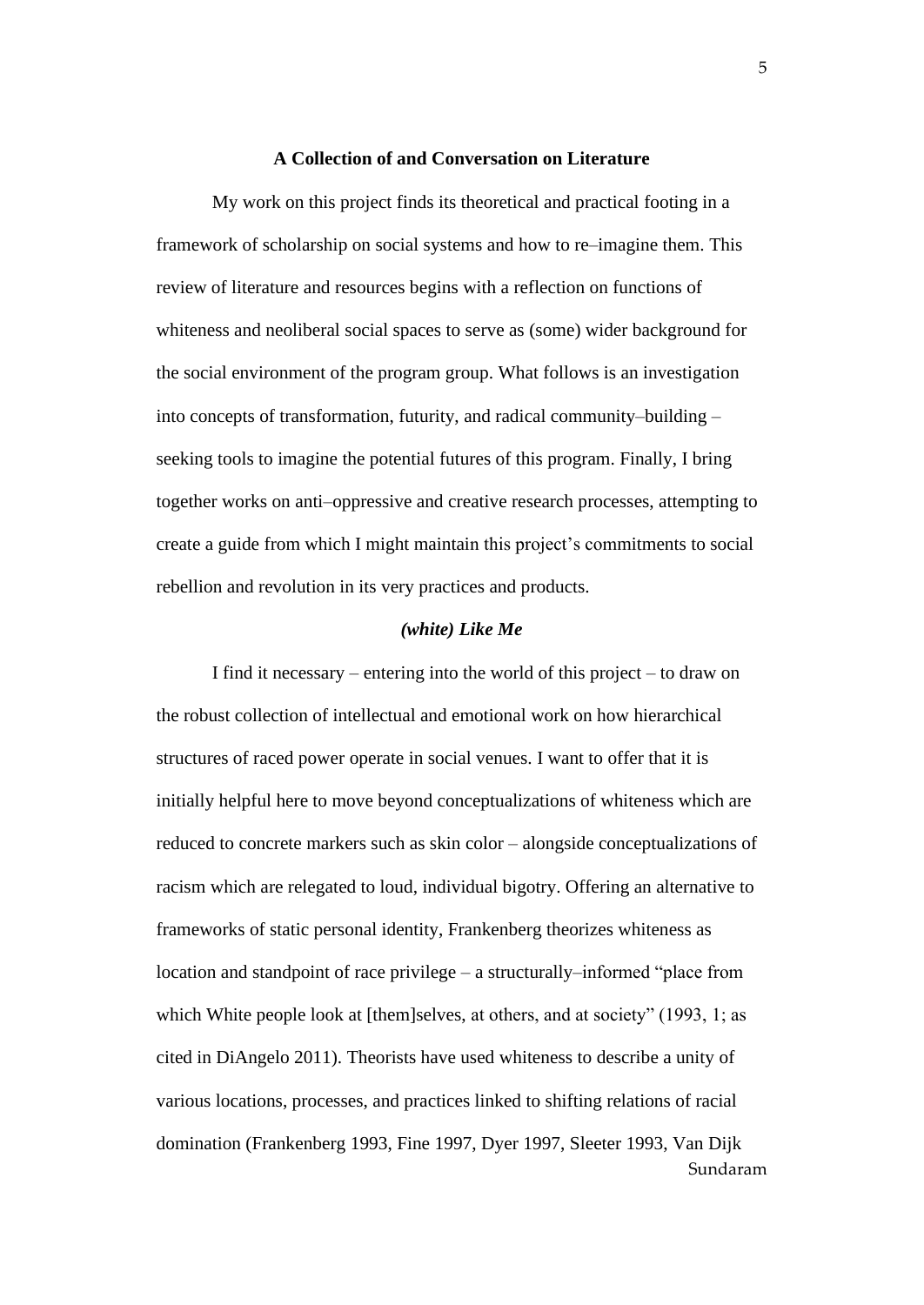## A Collection of and Conversation on Literature

My work on this project finds its theoretical and practical footing in a framework of scholarship on social systems and how to re–imagine them. This review of literature and resources begins with a reflection on functions of whiteness and neoliberal social spaces to serve as (some) wider background for the social environment of the program group. What follows is an investigation into concepts of transformation, futurity, and radical community–building – seeking tools to imagine the potential futures of this program. Finally, I bring together works on anti–oppressive and creative research processes, attempting to create a guide from which I might maintain this project's commitments to social rebellion and revolution in its very practices and products.

### *(white) Like Me*

I find it necessary – entering into the world of this project – to draw on the robust collection of intellectual and emotional work on how hierarchical structures of raced power operate in social venues. I want to offer that it is initially helpful here to move beyond conceptualizations of whiteness which are reduced to concrete markers such as skin color – alongside conceptualizations of racism which are relegated to loud, individual bigotry. Offering an alternative to frameworks of static personal identity, Frankenberg theorizes whiteness as location and standpoint of race privilege – a structurally–informed "place from which White people look at [them]selves, at others, and at society" (1993, 1; as cited in DiAngelo 2011). Theorists have used whiteness to describe a unity of various locations, processes, and practices linked to shifting relations of racial domination (Frankenberg 1993, Fine 1997, Dyer 1997, Sleeter 1993, Van Dijk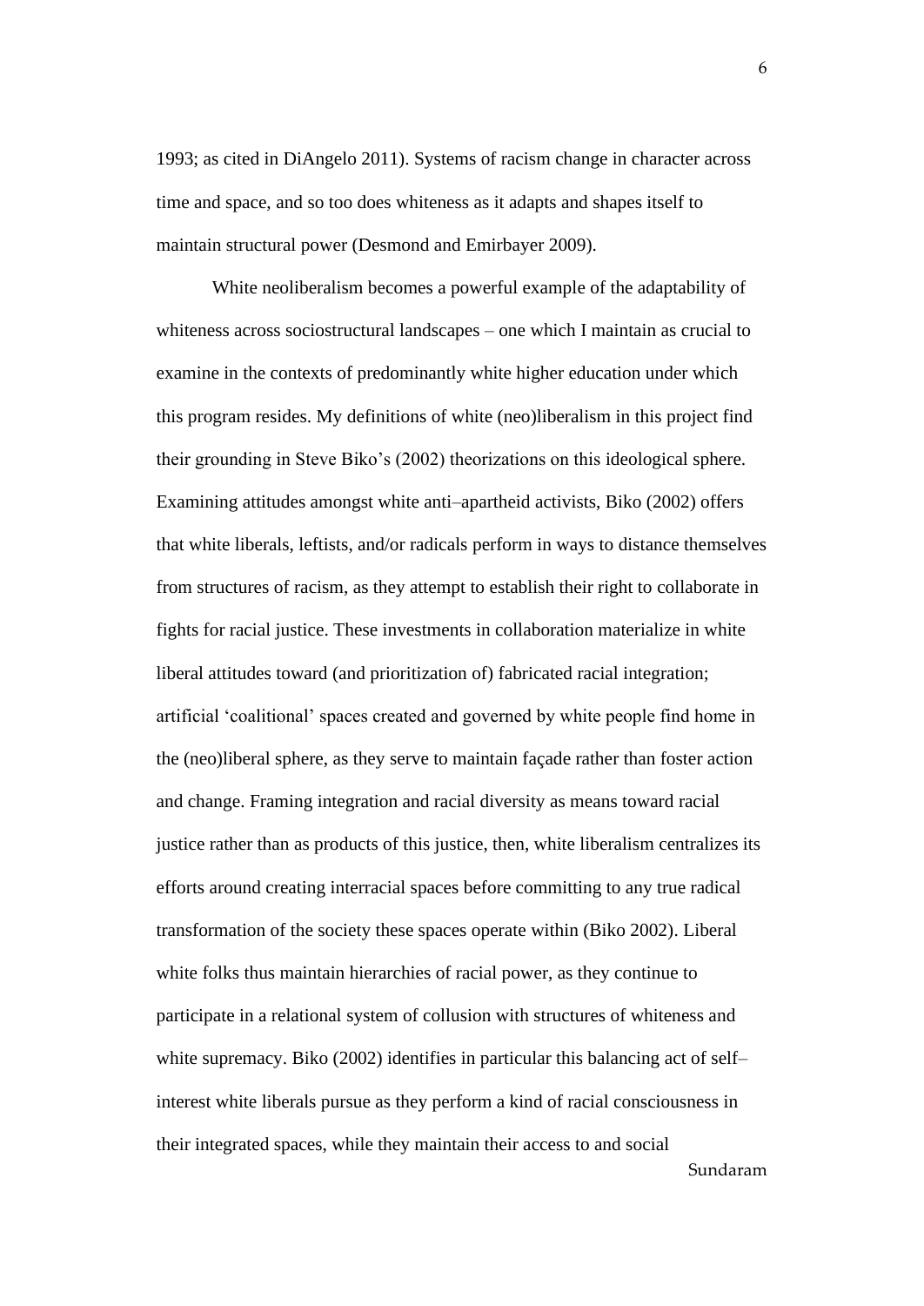1993; as cited in DiAngelo 2011). Systems of racism change in character across time and space, and so too does whiteness as it adapts and shapes itself to maintain structural power (Desmond and Emirbayer 2009).

White neoliberalism becomes a powerful example of the adaptability of whiteness across sociostructural landscapes – one which I maintain as crucial to examine in the contexts of predominantly white higher education under which this program resides. My definitions of white (neo)liberalism in this project find their grounding in Steve Biko's (2002) theorizations on this ideological sphere. Examining attitudes amongst white anti–apartheid activists, Biko (2002) offers that white liberals, leftists, and/or radicals perform in ways to distance themselves from structures of racism, as they attempt to establish their right to collaborate in fights for racial justice. These investments in collaboration materialize in white liberal attitudes toward (and prioritization of) fabricated racial integration; artificial 'coalitional' spaces created and governed by white people find home in the (neo)liberal sphere, as they serve to maintain façade rather than foster action and change. Framing integration and racial diversity as means toward racial justice rather than as products of this justice, then, white liberalism centralizes its efforts around creating interracial spaces before committing to any true radical transformation of the society these spaces operate within (Biko 2002). Liberal white folks thus maintain hierarchies of racial power, as they continue to participate in a relational system of collusion with structures of whiteness and white supremacy. Biko (2002) identifies in particular this balancing act of self–interest white liberals pursue as they perform a kind of racial consciousness in their integrated spaces, while they maintain their access to and social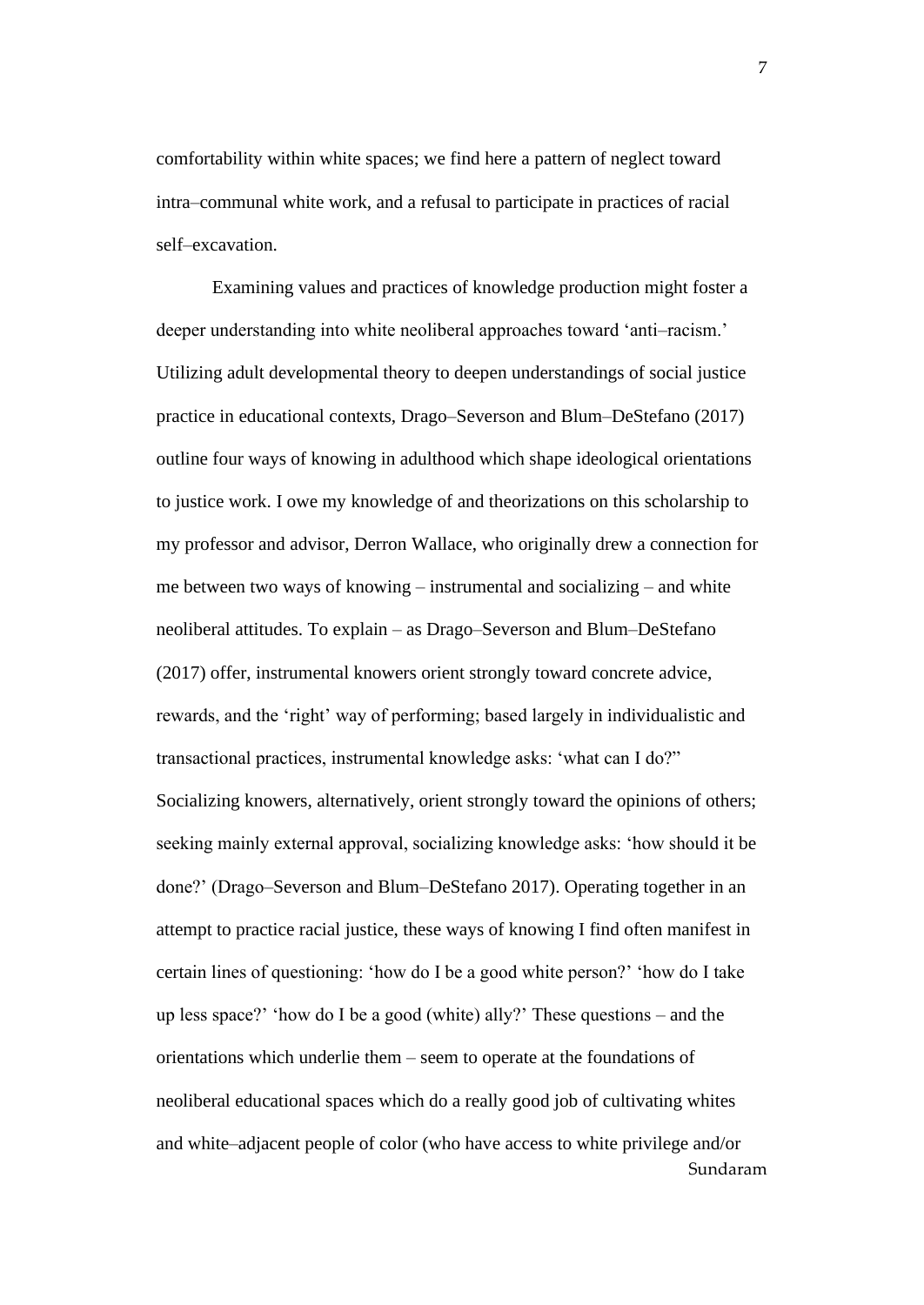comfortability within white spaces; we find here a pattern of neglect toward intra–communal white work, and a refusal to participate in practices of racial self–excavation.

Examining values and practices of knowledge production might foster a deeper understanding into white neoliberal approaches toward 'anti–racism.' Utilizing adult developmental theory to deepen understandings of social justice practice in educational contexts, Drago–Severson and Blum–DeStefano (2017) outline four ways of knowing in adulthood which shape ideological orientations to justice work. I owe my knowledge of and theorizations on this scholarship to my professor and advisor, Derron Wallace, who originally drew a connection for me between two ways of knowing – instrumental and socializing – and white neoliberal attitudes. To explain – as Drago–Severson and Blum–DeStefano (2017) offer, instrumental knowers orient strongly toward concrete advice, rewards, and the 'right' way of performing; based largely in individualistic and transactional practices, instrumental knowledge asks: 'what can I do?" Socializing knowers, alternatively, orient strongly toward the opinions of others; seeking mainly external approval, socializing knowledge asks: 'how should it be done?' (Drago–Severson and Blum–DeStefano 2017). Operating together in an attempt to practice racial justice, these ways of knowing I find often manifest in certain lines of questioning: 'how do I be a good white person?' 'how do I take up less space?' 'how do I be a good (white) ally?' These questions – and the orientations which underlie them – seem to operate at the foundations of neoliberal educational spaces which do a really good job of cultivating whites and white–adjacent people of color (who have access to white privilege and/or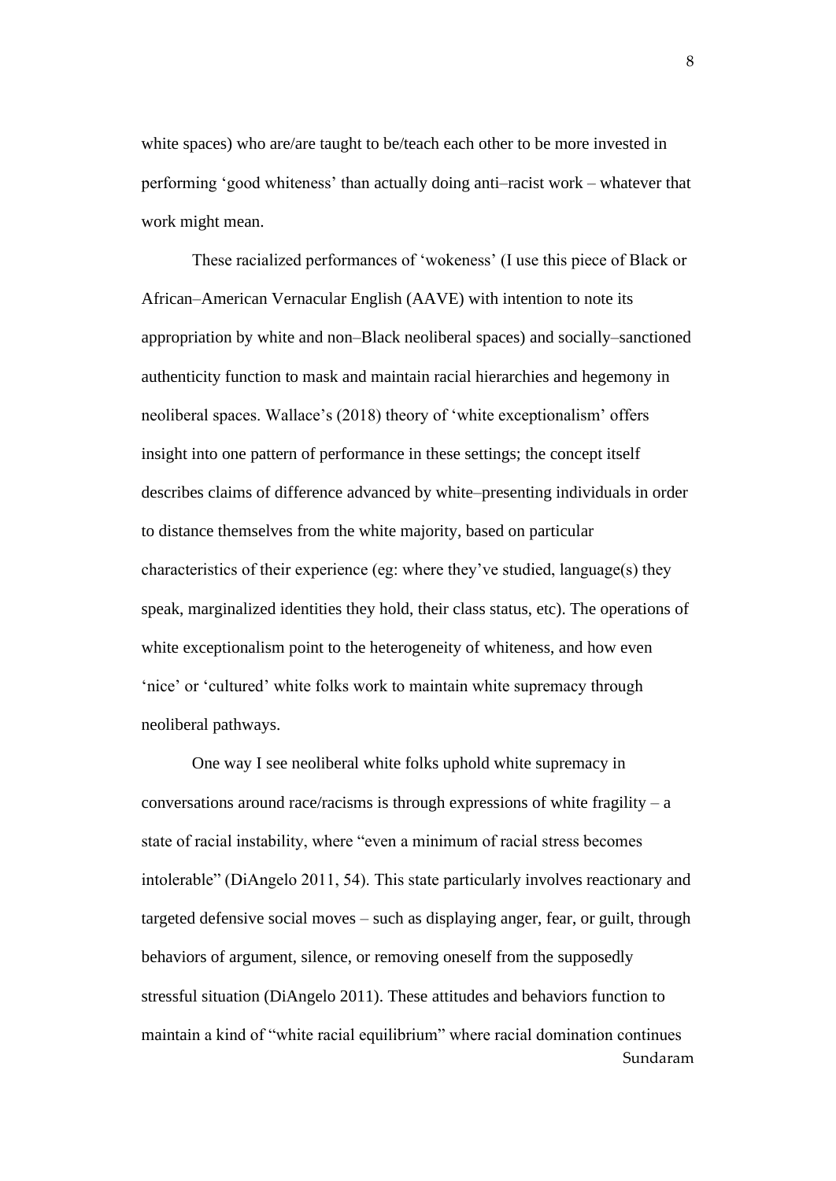white spaces) who are/are taught to be/teach each other to be more invested in performing 'good whiteness' than actually doing anti–racist work – whatever that work might mean.

These racialized performances of 'wokeness' (I use this piece of Black or African–American Vernacular English (AAVE) with intention to note its appropriation by white and non–Black neoliberal spaces) and socially–sanctioned authenticity function to mask and maintain racial hierarchies and hegemony in neoliberal spaces. Wallace's (2018) theory of 'white exceptionalism' offers insight into one pattern of performance in these settings; the concept itself describes claims of difference advanced by white–presenting individuals in order to distance themselves from the white majority, based on particular characteristics of their experience (eg: where they've studied, language(s) they speak, marginalized identities they hold, their class status, etc). The operations of white exceptionalism point to the heterogeneity of whiteness, and how even 'nice' or 'cultured' white folks work to maintain white supremacy through neoliberal pathways.

One way I see neoliberal white folks uphold white supremacy in conversations around race/racisms is through expressions of white fragility – a state of racial instability, where "even a minimum of racial stress becomes intolerable" (DiAngelo 2011, 54). This state particularly involves reactionary and targeted defensive social moves – such as displaying anger, fear, or guilt, through behaviors of argument, silence, or removing oneself from the supposedly stressful situation (DiAngelo 2011). These attitudes and behaviors function to maintain a kind of "white racial equilibrium" where racial domination continues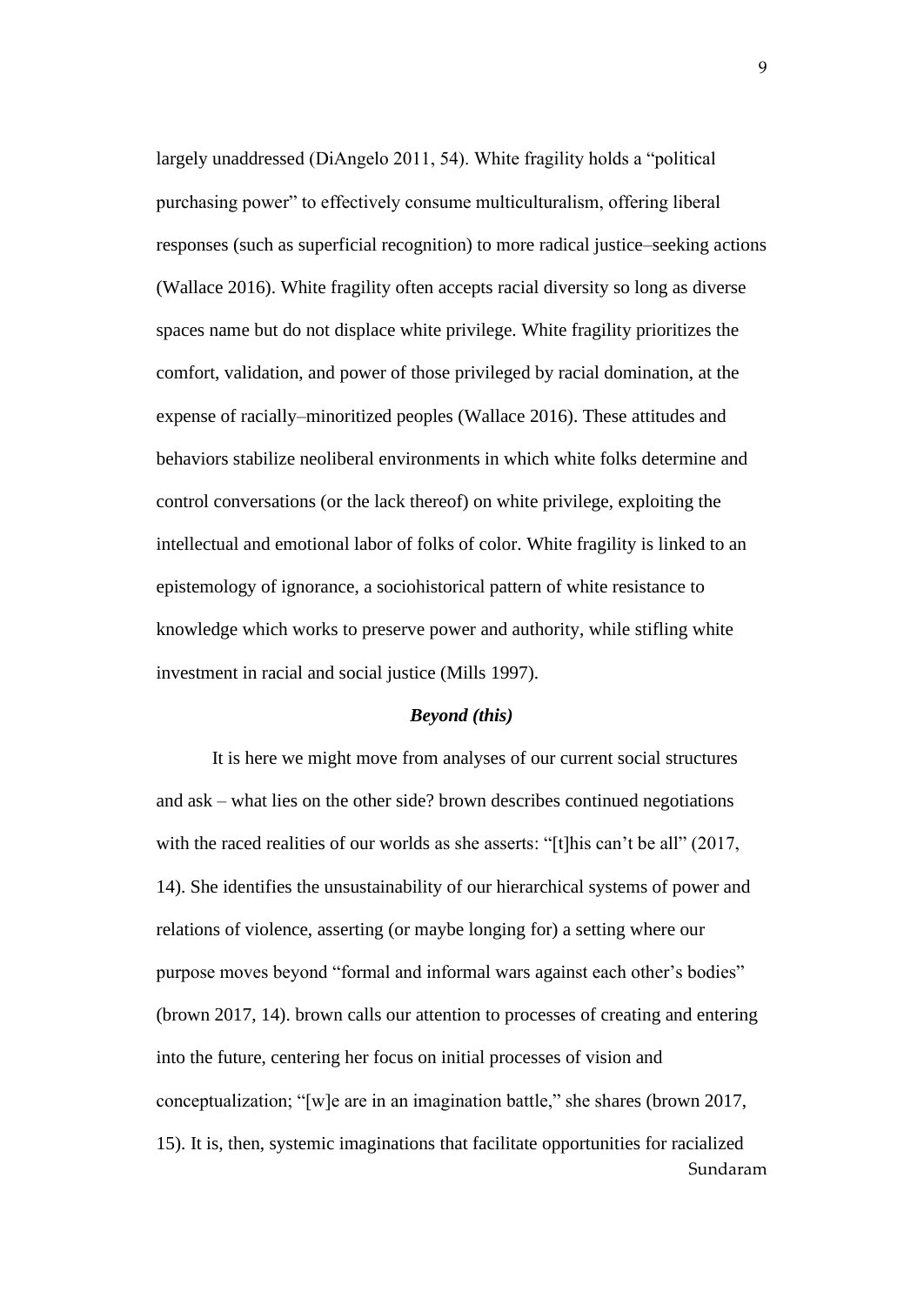largely unaddressed (DiAngelo 2011, 54). White fragility holds a "political purchasing power" to effectively consume multiculturalism, offering liberal responses (such as superficial recognition) to more radical justice–seeking actions (Wallace 2016). White fragility often accepts racial diversity so long as diverse spaces name but do not displace white privilege. White fragility prioritizes the comfort, validation, and power of those privileged by racial domination, at the expense of racially–minoritized peoples (Wallace 2016). These attitudes and behaviors stabilize neoliberal environments in which white folks determine and control conversations (or the lack thereof) on white privilege, exploiting the intellectual and emotional labor of folks of color. White fragility is linked to an epistemology of ignorance, a sociohistorical pattern of white resistance to knowledge which works to preserve power and authority, while stifling white investment in racial and social justice (Mills 1997).

### *Beyond (this)*

It is here we might move from analyses of our current social structures and ask – what lies on the other side? brown describes continued negotiations with the raced realities of our worlds as she asserts: "[t]his can't be all" (2017, 14). She identifies the unsustainability of our hierarchical systems of power and relations of violence, asserting (or maybe longing for) a setting where our purpose moves beyond "formal and informal wars against each other's bodies" (brown 2017, 14). brown calls our attention to processes of creating and entering into the future, centering her focus on initial processes of vision and conceptualization; "[w]e are in an imagination battle," she shares (brown 2017, 15). It is, then, systemic imaginations that facilitate opportunities for racialized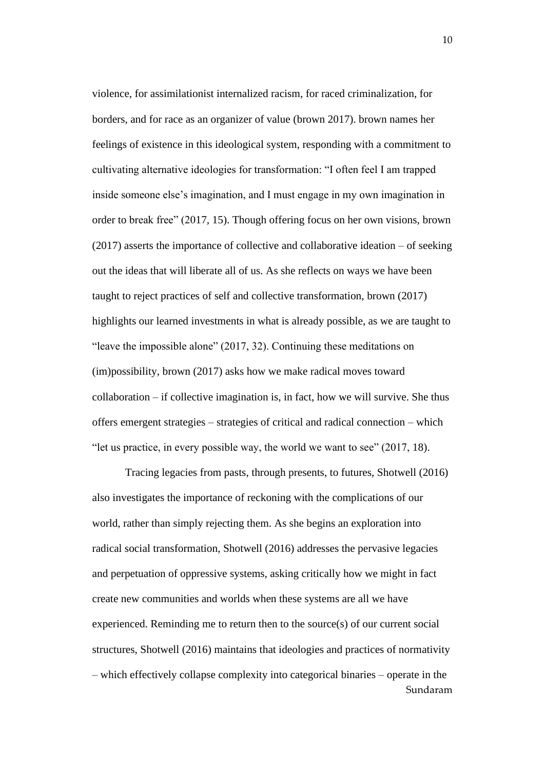violence, for assimilationist internalized racism, for raced criminalization, for borders, and for race as an organizer of value (brown 2017). brown names her feelings of existence in this ideological system, responding with a commitment to cultivating alternative ideologies for transformation: "I often feel I am trapped inside someone else's imagination, and I must engage in my own imagination in order to break free" (2017, 15). Though offering focus on her own visions, brown (2017) asserts the importance of collective and collaborative ideation – of seeking out the ideas that will liberate all of us. As she reflects on ways we have been taught to reject practices of self and collective transformation, brown (2017) highlights our learned investments in what is already possible, as we are taught to "leave the impossible alone" (2017, 32). Continuing these meditations on (im)possibility, brown (2017) asks how we make radical moves toward collaboration – if collective imagination is, in fact, how we will survive. She thus offers emergent strategies – strategies of critical and radical connection – which "let us practice, in every possible way, the world we want to see" (2017, 18).

Tracing legacies from pasts, through presents, to futures, Shotwell (2016) also investigates the importance of reckoning with the complications of our world, rather than simply rejecting them. As she begins an exploration into radical social transformation, Shotwell (2016) addresses the pervasive legacies and perpetuation of oppressive systems, asking critically how we might in fact create new communities and worlds when these systems are all we have experienced. Reminding me to return then to the source(s) of our current social structures, Shotwell (2016) maintains that ideologies and practices of normativity – which effectively collapse complexity into categorical binaries – operate in the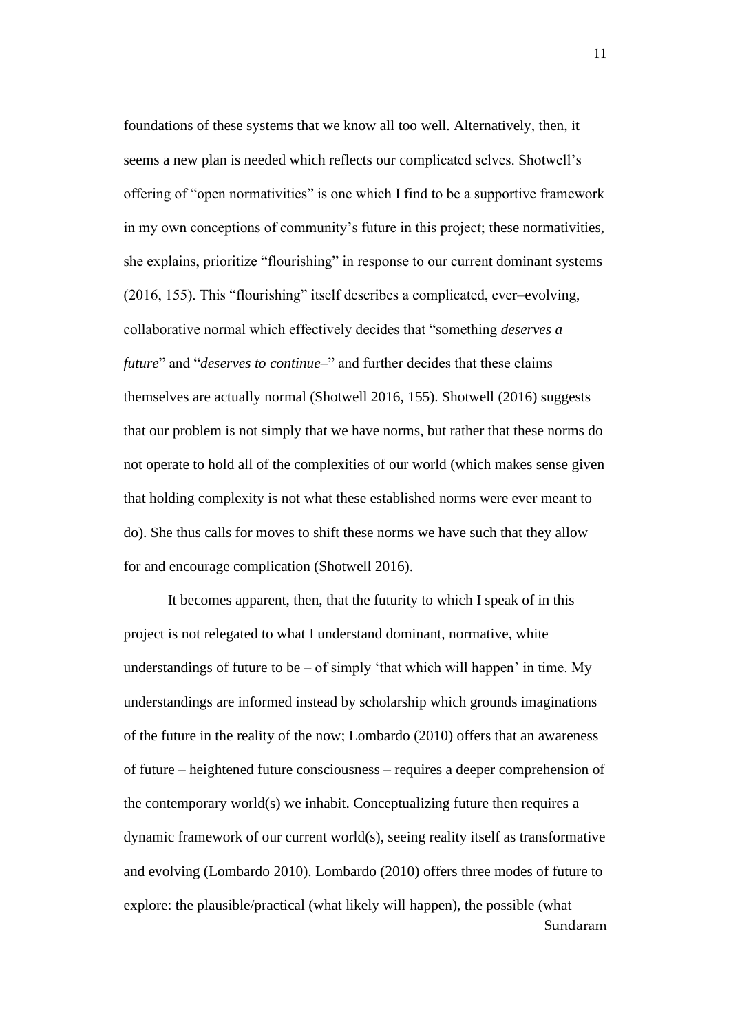foundations of these systems that we know all too well. Alternatively, then, it seems a new plan is needed which reflects our complicated selves. Shotwell's offering of "open normativities" is one which I find to be a supportive framework in my own conceptions of community's future in this project; these normativities, she explains, prioritize "flourishing" in response to our current dominant systems (2016, 155). This "flourishing" itself describes a complicated, ever–evolving, collaborative normal which effectively decides that "something *deserves a future*" and "*deserves to continue*–" and further decides that these claims themselves are actually normal (Shotwell 2016, 155). Shotwell (2016) suggests that our problem is not simply that we have norms, but rather that these norms do not operate to hold all of the complexities of our world (which makes sense given that holding complexity is not what these established norms were ever meant to do). She thus calls for moves to shift these norms we have such that they allow for and encourage complication (Shotwell 2016).

It becomes apparent, then, that the futurity to which I speak of in this project is not relegated to what I understand dominant, normative, white understandings of future to be – of simply 'that which will happen' in time. My understandings are informed instead by scholarship which grounds imaginations of the future in the reality of the now; Lombardo (2010) offers that an awareness of future – heightened future consciousness – requires a deeper comprehension of the contemporary world(s) we inhabit. Conceptualizing future then requires a dynamic framework of our current world(s), seeing reality itself as transformative and evolving (Lombardo 2010). Lombardo (2010) offers three modes of future to explore: the plausible/practical (what likely will happen), the possible (what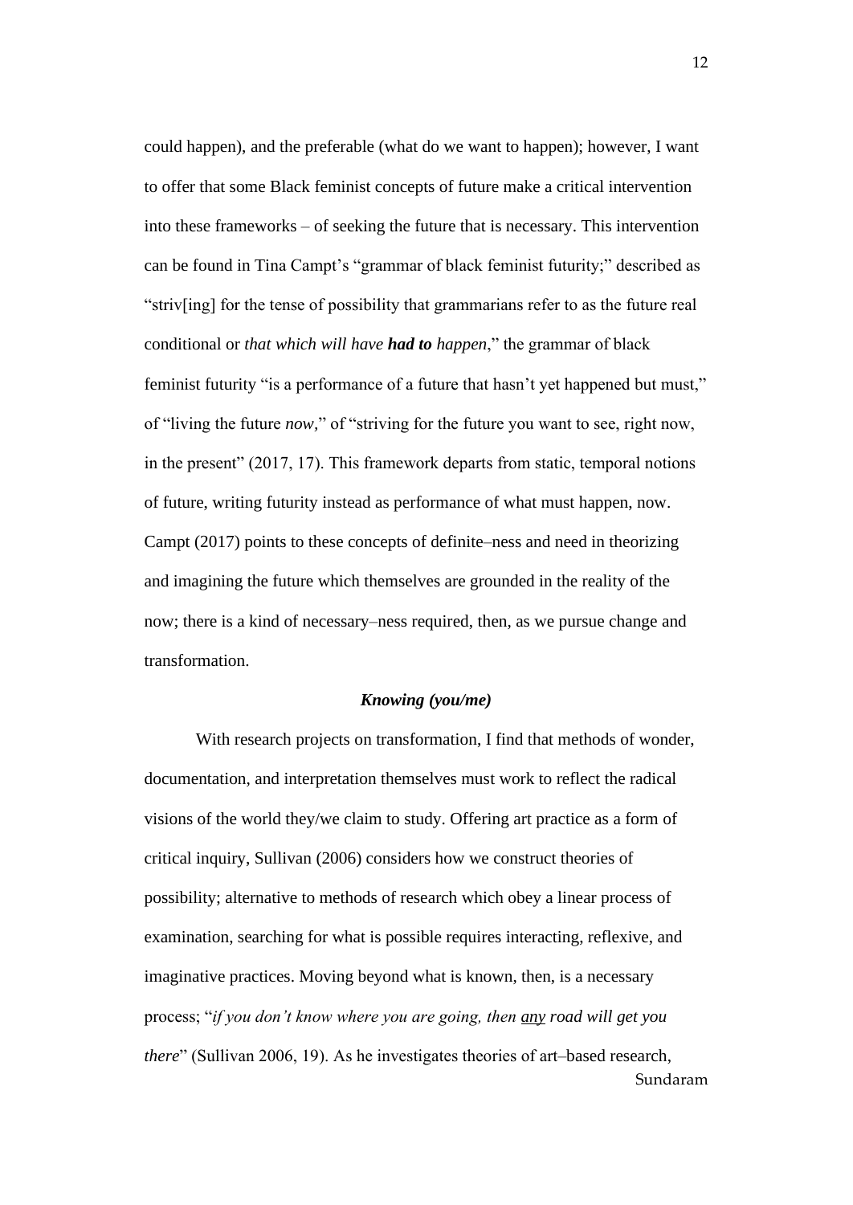could happen), and the preferable (what do we want to happen); however, I want to offer that some Black feminist concepts of future make a critical intervention into these frameworks – of seeking the future that is necessary. This intervention can be found in Tina Campt's "grammar of black feminist futurity;" described as "striv[ing] for the tense of possibility that grammarians refer to as the future real conditional or *that which will have **had to** happen*," the grammar of black feminist futurity "is a performance of a future that hasn't yet happened but must," of "living the future *now*," of "striving for the future you want to see, right now, in the present" (2017, 17). This framework departs from static, temporal notions of future, writing futurity instead as performance of what must happen, now. Campt (2017) points to these concepts of definite–ness and need in theorizing and imagining the future which themselves are grounded in the reality of the now; there is a kind of necessary–ness required, then, as we pursue change and transformation.

### *Knowing (you/me)*

With research projects on transformation, I find that methods of wonder, documentation, and interpretation themselves must work to reflect the radical visions of the world they/we claim to study. Offering art practice as a form of critical inquiry, Sullivan (2006) considers how we construct theories of possibility; alternative to methods of research which obey a linear process of examination, searching for what is possible requires interacting, reflexive, and imaginative practices. Moving beyond what is known, then, is a necessary process; "*if you don't know where you are going, then <u>any</u> road will get you there*" (Sullivan 2006, 19). As he investigates theories of art–based research,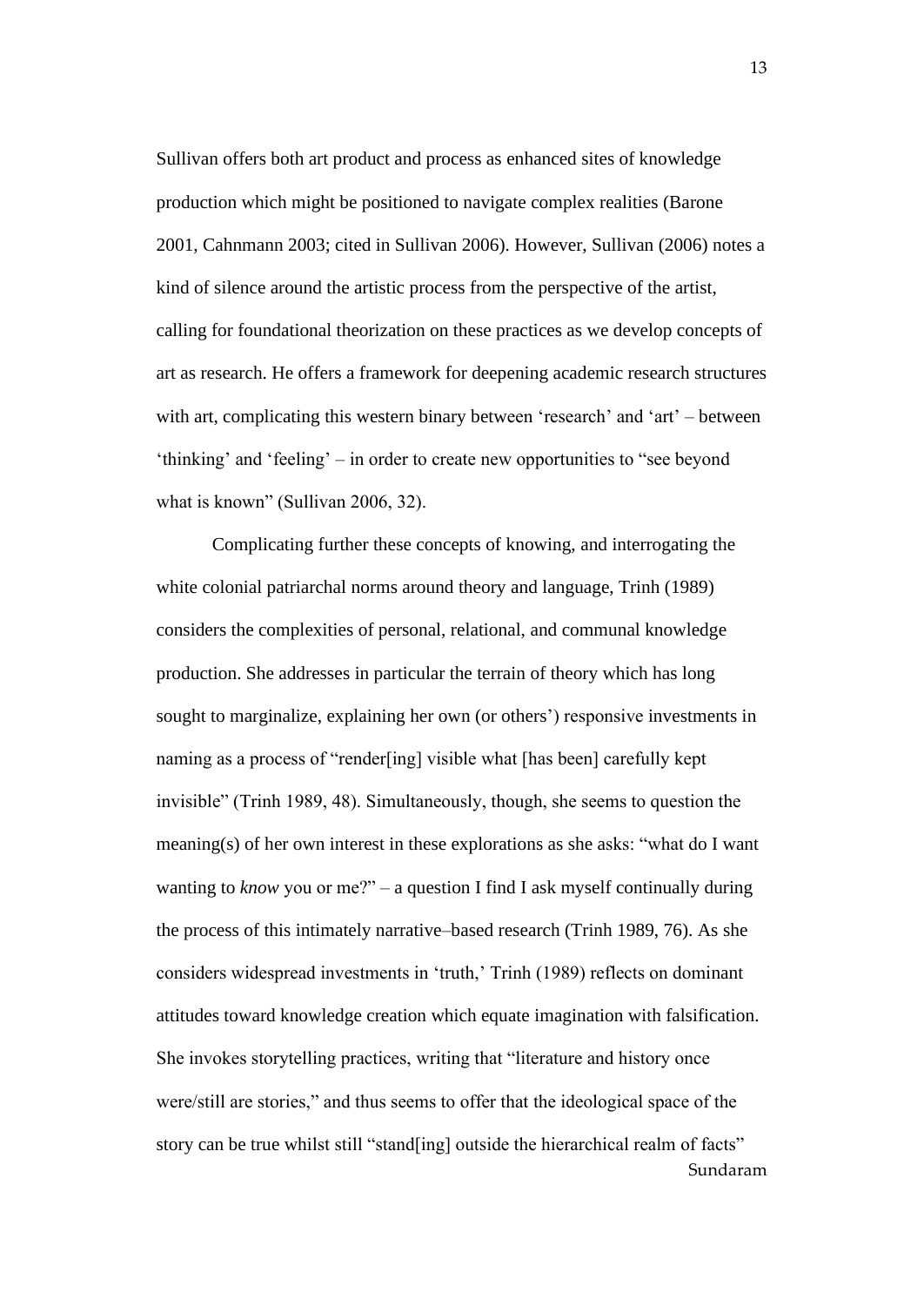Sullivan offers both art product and process as enhanced sites of knowledge production which might be positioned to navigate complex realities (Barone 2001, Cahnmann 2003; cited in Sullivan 2006). However, Sullivan (2006) notes a kind of silence around the artistic process from the perspective of the artist, calling for foundational theorization on these practices as we develop concepts of art as research. He offers a framework for deepening academic research structures with art, complicating this western binary between 'research' and 'art' – between 'thinking' and 'feeling' – in order to create new opportunities to "see beyond what is known" (Sullivan 2006, 32).

Complicating further these concepts of knowing, and interrogating the white colonial patriarchal norms around theory and language, Trinh (1989) considers the complexities of personal, relational, and communal knowledge production. She addresses in particular the terrain of theory which has long sought to marginalize, explaining her own (or others') responsive investments in naming as a process of "render[ing] visible what [has been] carefully kept invisible" (Trinh 1989, 48). Simultaneously, though, she seems to question the meaning(s) of her own interest in these explorations as she asks: "what do I want wanting to *know* you or me?" – a question I find I ask myself continually during the process of this intimately narrative–based research (Trinh 1989, 76). As she considers widespread investments in 'truth,' Trinh (1989) reflects on dominant attitudes toward knowledge creation which equate imagination with falsification. She invokes storytelling practices, writing that "literature and history once were/still are stories," and thus seems to offer that the ideological space of the story can be true whilst still "stand[ing] outside the hierarchical realm of facts"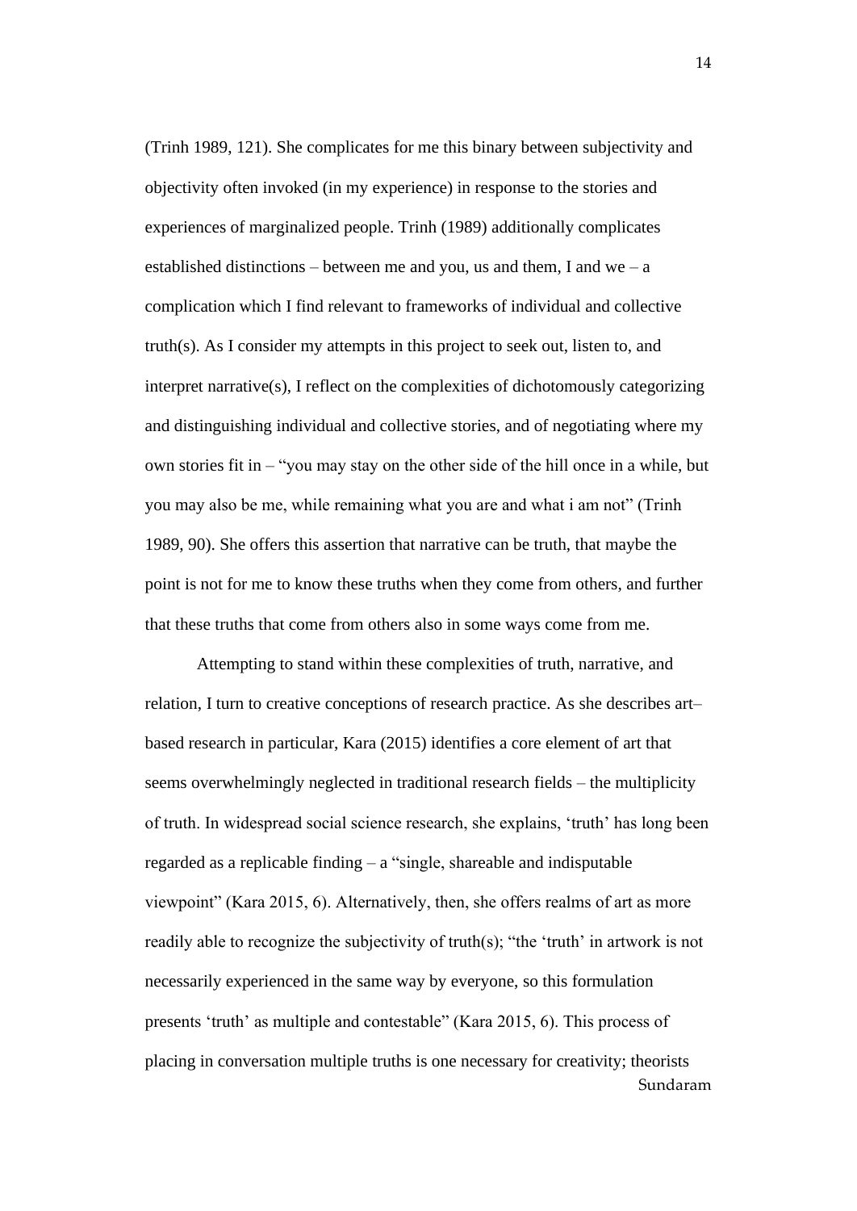(Trinh 1989, 121). She complicates for me this binary between subjectivity and objectivity often invoked (in my experience) in response to the stories and experiences of marginalized people. Trinh (1989) additionally complicates established distinctions – between me and you, us and them, I and we – a complication which I find relevant to frameworks of individual and collective truth(s). As I consider my attempts in this project to seek out, listen to, and interpret narrative(s), I reflect on the complexities of dichotomously categorizing and distinguishing individual and collective stories, and of negotiating where my own stories fit in – "you may stay on the other side of the hill once in a while, but you may also be me, while remaining what you are and what i am not" (Trinh 1989, 90). She offers this assertion that narrative can be truth, that maybe the point is not for me to know these truths when they come from others, and further that these truths that come from others also in some ways come from me.

Attempting to stand within these complexities of truth, narrative, and relation, I turn to creative conceptions of research practice. As she describes art–based research in particular, Kara (2015) identifies a core element of art that seems overwhelmingly neglected in traditional research fields – the multiplicity of truth. In widespread social science research, she explains, 'truth' has long been regarded as a replicable finding – a "single, shareable and indisputable viewpoint" (Kara 2015, 6). Alternatively, then, she offers realms of art as more readily able to recognize the subjectivity of truth(s); "the 'truth' in artwork is not necessarily experienced in the same way by everyone, so this formulation presents 'truth' as multiple and contestable" (Kara 2015, 6). This process of placing in conversation multiple truths is one necessary for creativity; theorists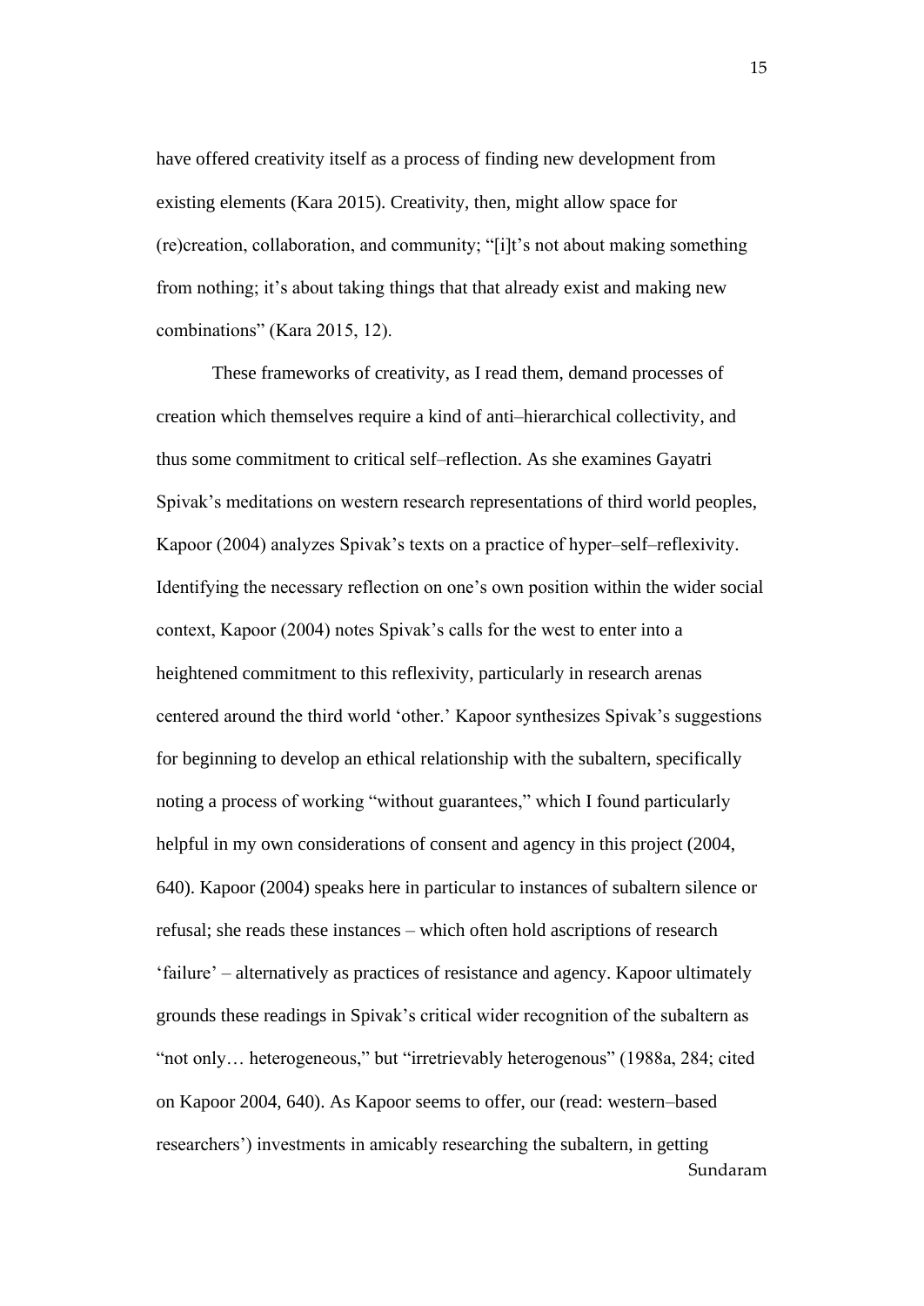have offered creativity itself as a process of finding new development from existing elements (Kara 2015). Creativity, then, might allow space for (re)creation, collaboration, and community; "[i]t's not about making something from nothing; it's about taking things that that already exist and making new combinations" (Kara 2015, 12).

These frameworks of creativity, as I read them, demand processes of creation which themselves require a kind of anti–hierarchical collectivity, and thus some commitment to critical self–reflection. As she examines Gayatri Spivak's meditations on western research representations of third world peoples, Kapoor (2004) analyzes Spivak's texts on a practice of hyper–self–reflexivity. Identifying the necessary reflection on one's own position within the wider social context, Kapoor (2004) notes Spivak's calls for the west to enter into a heightened commitment to this reflexivity, particularly in research arenas centered around the third world 'other.' Kapoor synthesizes Spivak's suggestions for beginning to develop an ethical relationship with the subaltern, specifically noting a process of working "without guarantees," which I found particularly helpful in my own considerations of consent and agency in this project (2004, 640). Kapoor (2004) speaks here in particular to instances of subaltern silence or refusal; she reads these instances – which often hold ascriptions of research 'failure' – alternatively as practices of resistance and agency. Kapoor ultimately grounds these readings in Spivak's critical wider recognition of the subaltern as "not only… heterogeneous," but "irretrievably heterogenous" (1988a, 284; cited on Kapoor 2004, 640). As Kapoor seems to offer, our (read: western–based researchers') investments in amicably researching the subaltern, in getting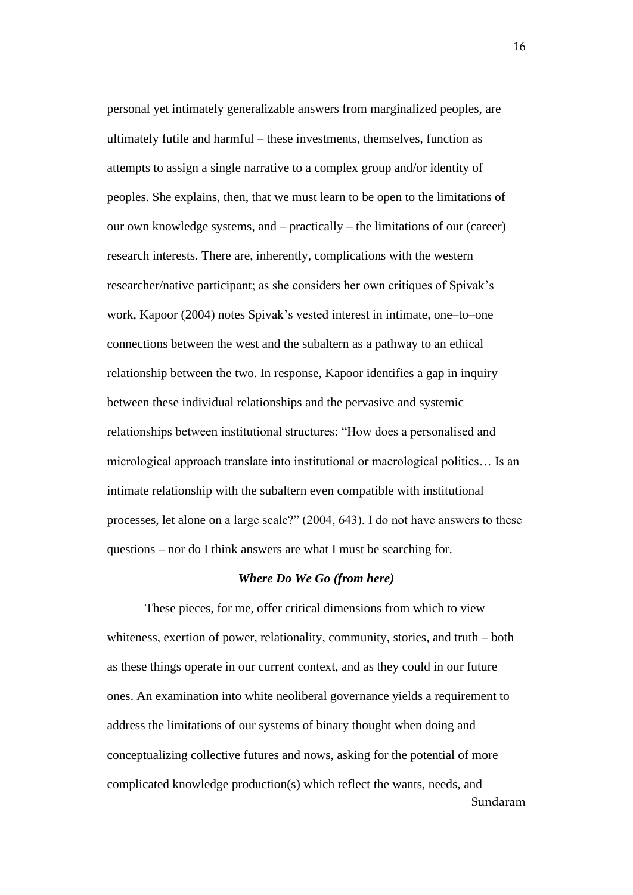personal yet intimately generalizable answers from marginalized peoples, are ultimately futile and harmful – these investments, themselves, function as attempts to assign a single narrative to a complex group and/or identity of peoples. She explains, then, that we must learn to be open to the limitations of our own knowledge systems, and – practically – the limitations of our (career) research interests. There are, inherently, complications with the western researcher/native participant; as she considers her own critiques of Spivak's work, Kapoor (2004) notes Spivak's vested interest in intimate, one–to–one connections between the west and the subaltern as a pathway to an ethical relationship between the two. In response, Kapoor identifies a gap in inquiry between these individual relationships and the pervasive and systemic relationships between institutional structures: "How does a personalised and micrological approach translate into institutional or macrological politics… Is an intimate relationship with the subaltern even compatible with institutional processes, let alone on a large scale?" (2004, 643). I do not have answers to these questions – nor do I think answers are what I must be searching for.

### ***Where Do We Go (from here)***

These pieces, for me, offer critical dimensions from which to view whiteness, exertion of power, relationality, community, stories, and truth – both as these things operate in our current context, and as they could in our future ones. An examination into white neoliberal governance yields a requirement to address the limitations of our systems of binary thought when doing and conceptualizing collective futures and nows, asking for the potential of more complicated knowledge production(s) which reflect the wants, needs, and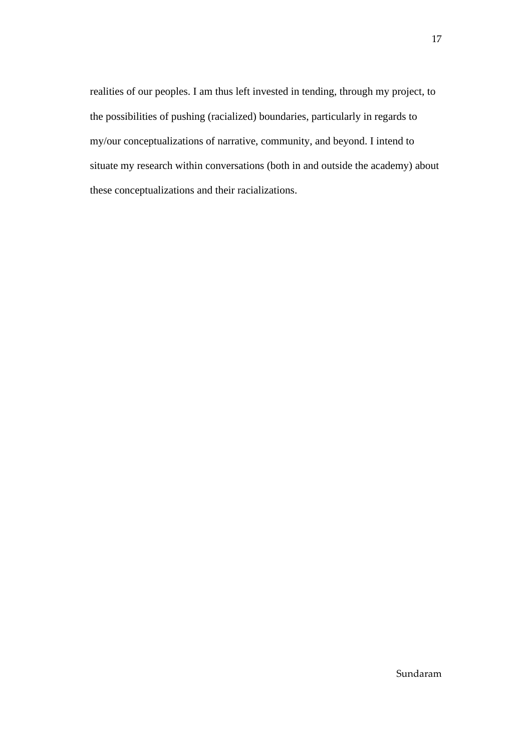realities of our peoples. I am thus left invested in tending, through my project, to the possibilities of pushing (racialized) boundaries, particularly in regards to my/our conceptualizations of narrative, community, and beyond. I intend to situate my research within conversations (both in and outside the academy) about these conceptualizations and their racializations.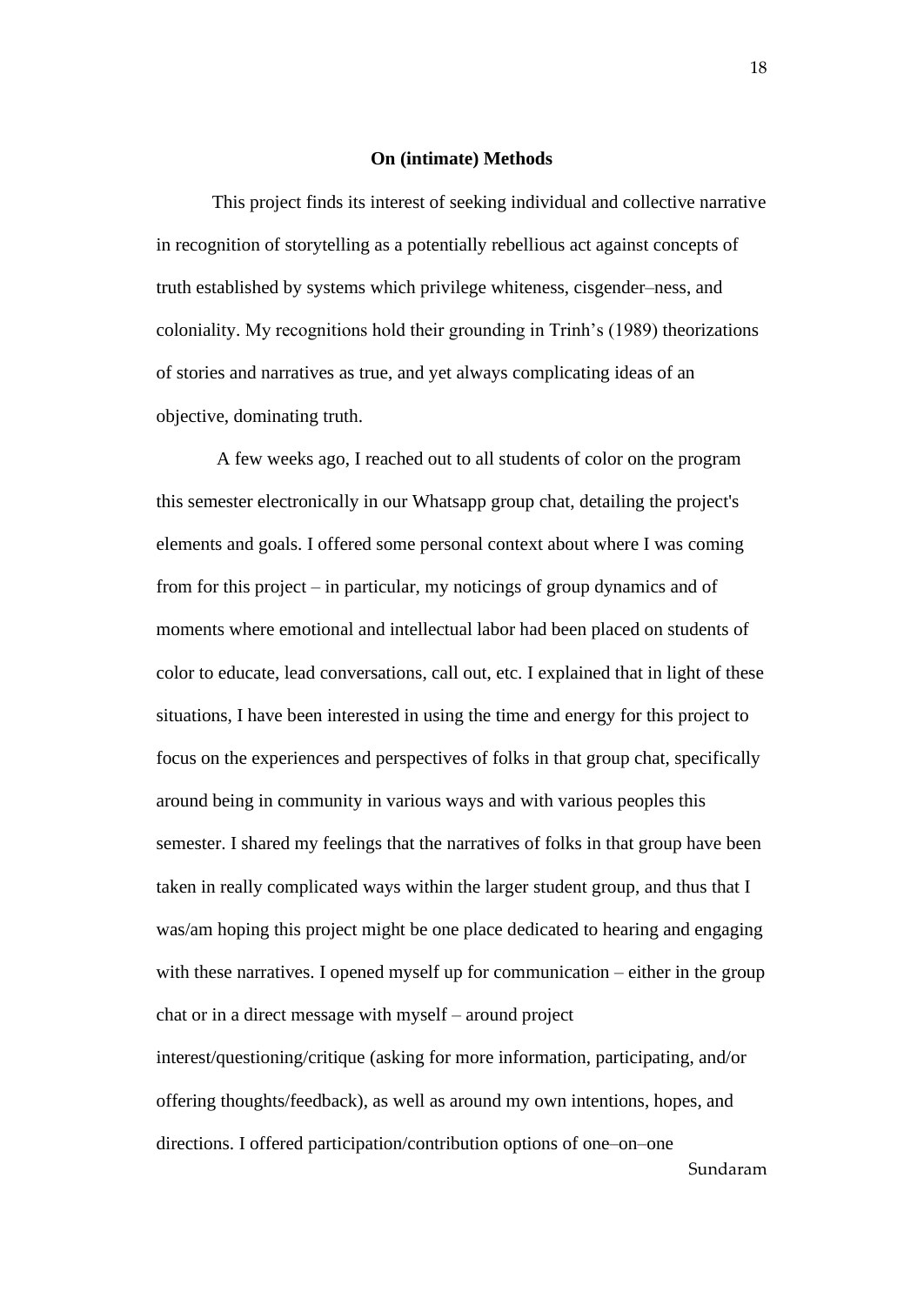**On (intimate) Methods**

This project finds its interest of seeking individual and collective narrative in recognition of storytelling as a potentially rebellious act against concepts of truth established by systems which privilege whiteness, cisgender–ness, and coloniality. My recognitions hold their grounding in Trinh's (1989) theorizations of stories and narratives as true, and yet always complicating ideas of an objective, dominating truth.

A few weeks ago, I reached out to all students of color on the program this semester electronically in our Whatsapp group chat, detailing the project's elements and goals. I offered some personal context about where I was coming from for this project – in particular, my noticings of group dynamics and of moments where emotional and intellectual labor had been placed on students of color to educate, lead conversations, call out, etc. I explained that in light of these situations, I have been interested in using the time and energy for this project to focus on the experiences and perspectives of folks in that group chat, specifically around being in community in various ways and with various peoples this semester. I shared my feelings that the narratives of folks in that group have been taken in really complicated ways within the larger student group, and thus that I was/am hoping this project might be one place dedicated to hearing and engaging with these narratives. I opened myself up for communication – either in the group chat or in a direct message with myself – around project interest/questioning/critique (asking for more information, participating, and/or offering thoughts/feedback), as well as around my own intentions, hopes, and directions. I offered participation/contribution options of one–on–one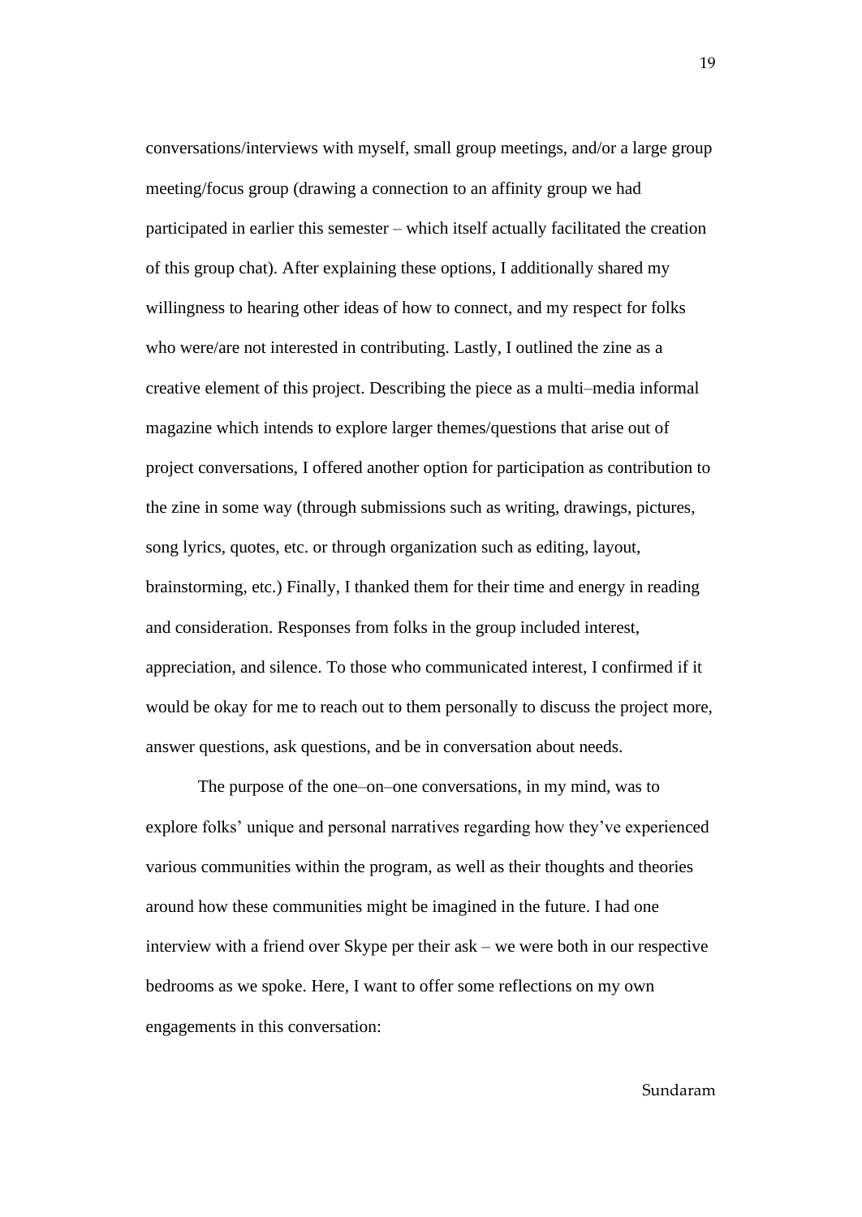conversations/interviews with myself, small group meetings, and/or a large group meeting/focus group (drawing a connection to an affinity group we had participated in earlier this semester – which itself actually facilitated the creation of this group chat). After explaining these options, I additionally shared my willingness to hearing other ideas of how to connect, and my respect for folks who were/are not interested in contributing. Lastly, I outlined the zine as a creative element of this project. Describing the piece as a multi–media informal magazine which intends to explore larger themes/questions that arise out of project conversations, I offered another option for participation as contribution to the zine in some way (through submissions such as writing, drawings, pictures, song lyrics, quotes, etc. or through organization such as editing, layout, brainstorming, etc.) Finally, I thanked them for their time and energy in reading and consideration. Responses from folks in the group included interest, appreciation, and silence. To those who communicated interest, I confirmed if it would be okay for me to reach out to them personally to discuss the project more, answer questions, ask questions, and be in conversation about needs.

The purpose of the one–on–one conversations, in my mind, was to explore folks' unique and personal narratives regarding how they've experienced various communities within the program, as well as their thoughts and theories around how these communities might be imagined in the future. I had one interview with a friend over Skype per their ask – we were both in our respective bedrooms as we spoke. Here, I want to offer some reflections on my own engagements in this conversation: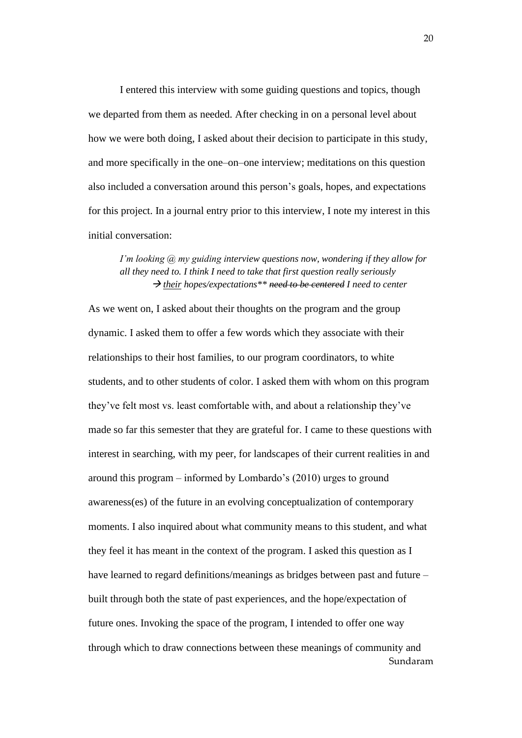I entered this interview with some guiding questions and topics, though we departed from them as needed. After checking in on a personal level about how we were both doing, I asked about their decision to participate in this study, and more specifically in the one–on–one interview; meditations on this question also included a conversation around this person's goals, hopes, and expectations for this project. In a journal entry prior to this interview, I note my interest in this initial conversation:

> *I'm looking @ my guiding interview questions now, wondering if they allow for all they need to. I think I need to take that first question really seriously*
> *→ <u>their</u> hopes/expectations\*\* ~~need to be centered~~ I need to center*

As we went on, I asked about their thoughts on the program and the group dynamic. I asked them to offer a few words which they associate with their relationships to their host families, to our program coordinators, to white students, and to other students of color. I asked them with whom on this program they've felt most vs. least comfortable with, and about a relationship they've made so far this semester that they are grateful for. I came to these questions with interest in searching, with my peer, for landscapes of their current realities in and around this program – informed by Lombardo's (2010) urges to ground awareness(es) of the future in an evolving conceptualization of contemporary moments. I also inquired about what community means to this student, and what they feel it has meant in the context of the program. I asked this question as I have learned to regard definitions/meanings as bridges between past and future – built through both the state of past experiences, and the hope/expectation of future ones. Invoking the space of the program, I intended to offer one way through which to draw connections between these meanings of community and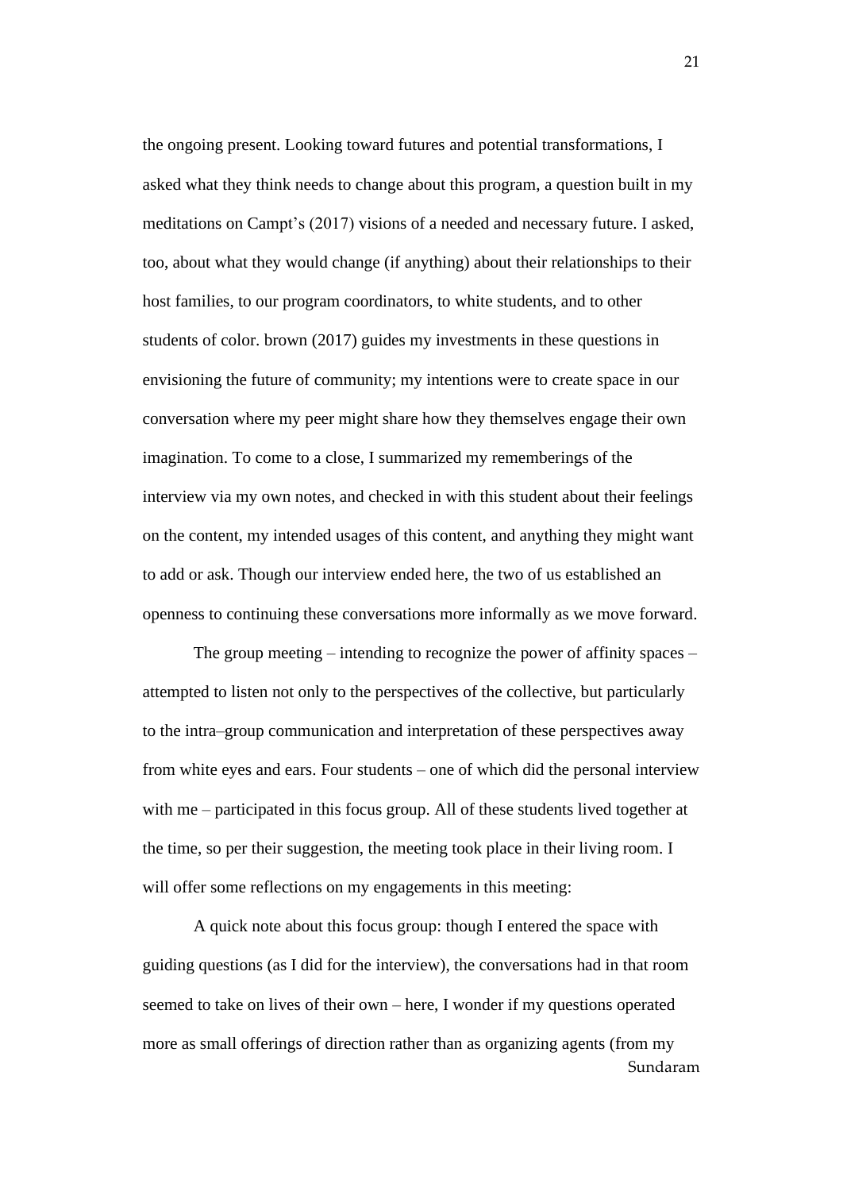the ongoing present. Looking toward futures and potential transformations, I asked what they think needs to change about this program, a question built in my meditations on Campt's (2017) visions of a needed and necessary future. I asked, too, about what they would change (if anything) about their relationships to their host families, to our program coordinators, to white students, and to other students of color. brown (2017) guides my investments in these questions in envisioning the future of community; my intentions were to create space in our conversation where my peer might share how they themselves engage their own imagination. To come to a close, I summarized my rememberings of the interview via my own notes, and checked in with this student about their feelings on the content, my intended usages of this content, and anything they might want to add or ask. Though our interview ended here, the two of us established an openness to continuing these conversations more informally as we move forward.

The group meeting – intending to recognize the power of affinity spaces – attempted to listen not only to the perspectives of the collective, but particularly to the intra–group communication and interpretation of these perspectives away from white eyes and ears. Four students – one of which did the personal interview with me – participated in this focus group. All of these students lived together at the time, so per their suggestion, the meeting took place in their living room. I will offer some reflections on my engagements in this meeting:

A quick note about this focus group: though I entered the space with guiding questions (as I did for the interview), the conversations had in that room seemed to take on lives of their own – here, I wonder if my questions operated more as small offerings of direction rather than as organizing agents (from my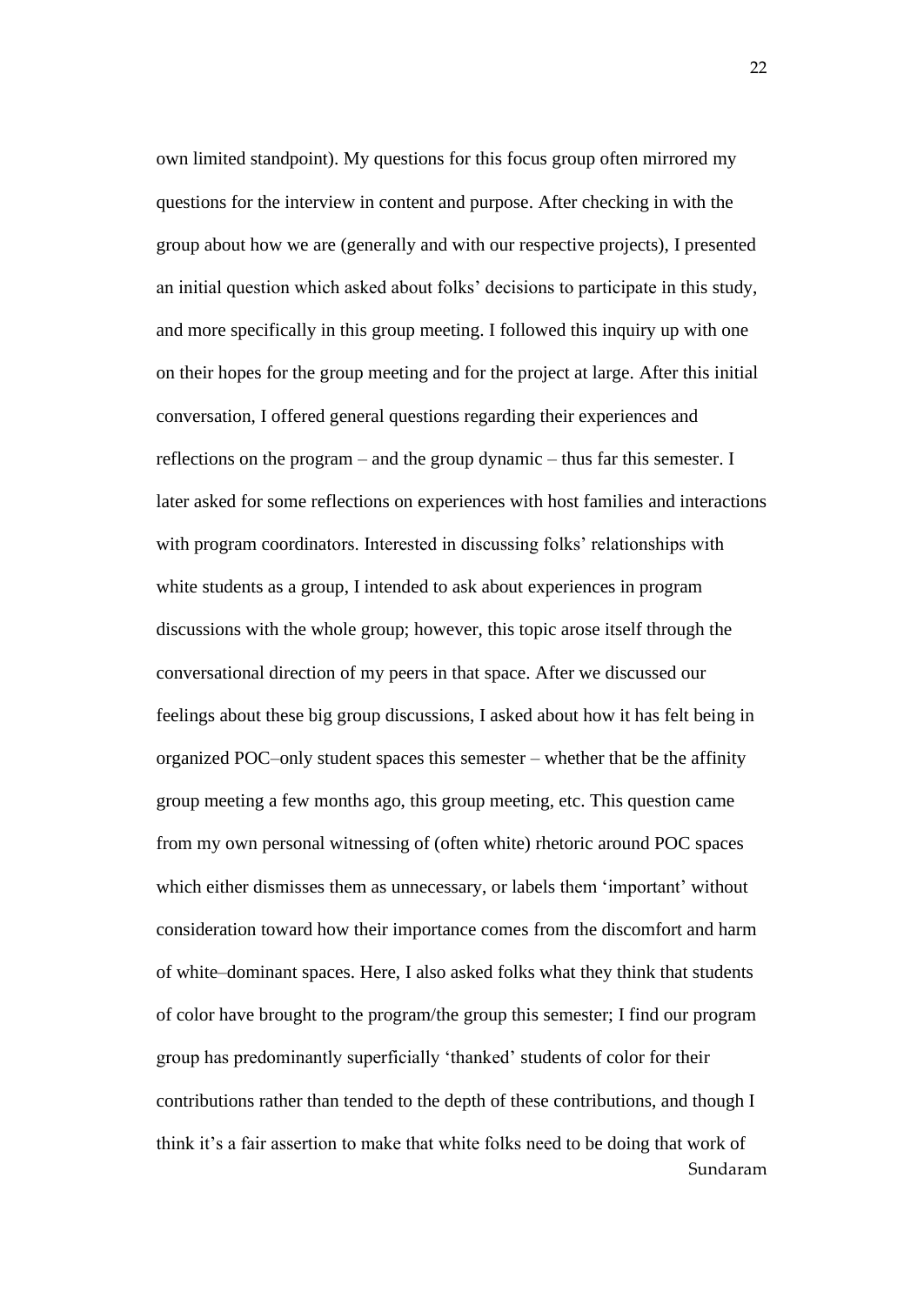own limited standpoint). My questions for this focus group often mirrored my questions for the interview in content and purpose. After checking in with the group about how we are (generally and with our respective projects), I presented an initial question which asked about folks' decisions to participate in this study, and more specifically in this group meeting. I followed this inquiry up with one on their hopes for the group meeting and for the project at large. After this initial conversation, I offered general questions regarding their experiences and reflections on the program – and the group dynamic – thus far this semester. I later asked for some reflections on experiences with host families and interactions with program coordinators. Interested in discussing folks' relationships with white students as a group, I intended to ask about experiences in program discussions with the whole group; however, this topic arose itself through the conversational direction of my peers in that space. After we discussed our feelings about these big group discussions, I asked about how it has felt being in organized POC–only student spaces this semester – whether that be the affinity group meeting a few months ago, this group meeting, etc. This question came from my own personal witnessing of (often white) rhetoric around POC spaces which either dismisses them as unnecessary, or labels them 'important' without consideration toward how their importance comes from the discomfort and harm of white–dominant spaces. Here, I also asked folks what they think that students of color have brought to the program/the group this semester; I find our program group has predominantly superficially 'thanked' students of color for their contributions rather than tended to the depth of these contributions, and though I think it's a fair assertion to make that white folks need to be doing that work of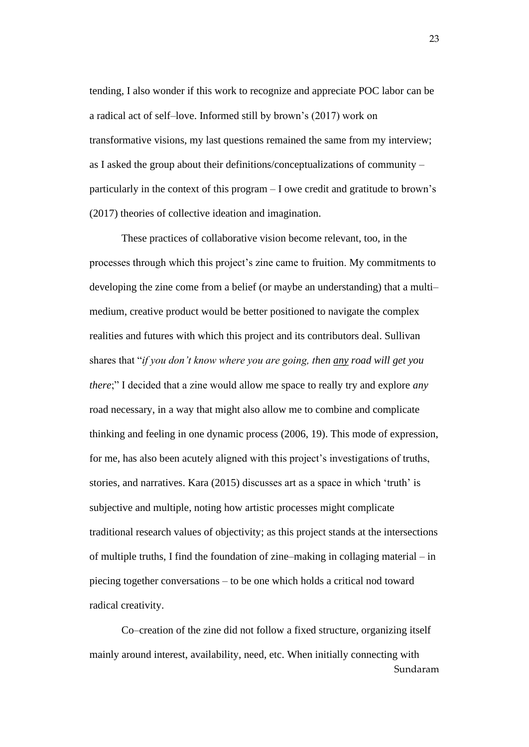tending, I also wonder if this work to recognize and appreciate POC labor can be a radical act of self–love. Informed still by brown's (2017) work on transformative visions, my last questions remained the same from my interview; as I asked the group about their definitions/conceptualizations of community – particularly in the context of this program – I owe credit and gratitude to brown's (2017) theories of collective ideation and imagination.

These practices of collaborative vision become relevant, too, in the processes through which this project's zine came to fruition. My commitments to developing the zine come from a belief (or maybe an understanding) that a multi–medium, creative product would be better positioned to navigate the complex realities and futures with which this project and its contributors deal. Sullivan shares that "*if you don't know where you are going, then <u>any</u> road will get you there*;" I decided that a zine would allow me space to really try and explore *any* road necessary, in a way that might also allow me to combine and complicate thinking and feeling in one dynamic process (2006, 19). This mode of expression, for me, has also been acutely aligned with this project's investigations of truths, stories, and narratives. Kara (2015) discusses art as a space in which 'truth' is subjective and multiple, noting how artistic processes might complicate traditional research values of objectivity; as this project stands at the intersections of multiple truths, I find the foundation of zine–making in collaging material – in piecing together conversations – to be one which holds a critical nod toward radical creativity.

Co–creation of the zine did not follow a fixed structure, organizing itself mainly around interest, availability, need, etc. When initially connecting with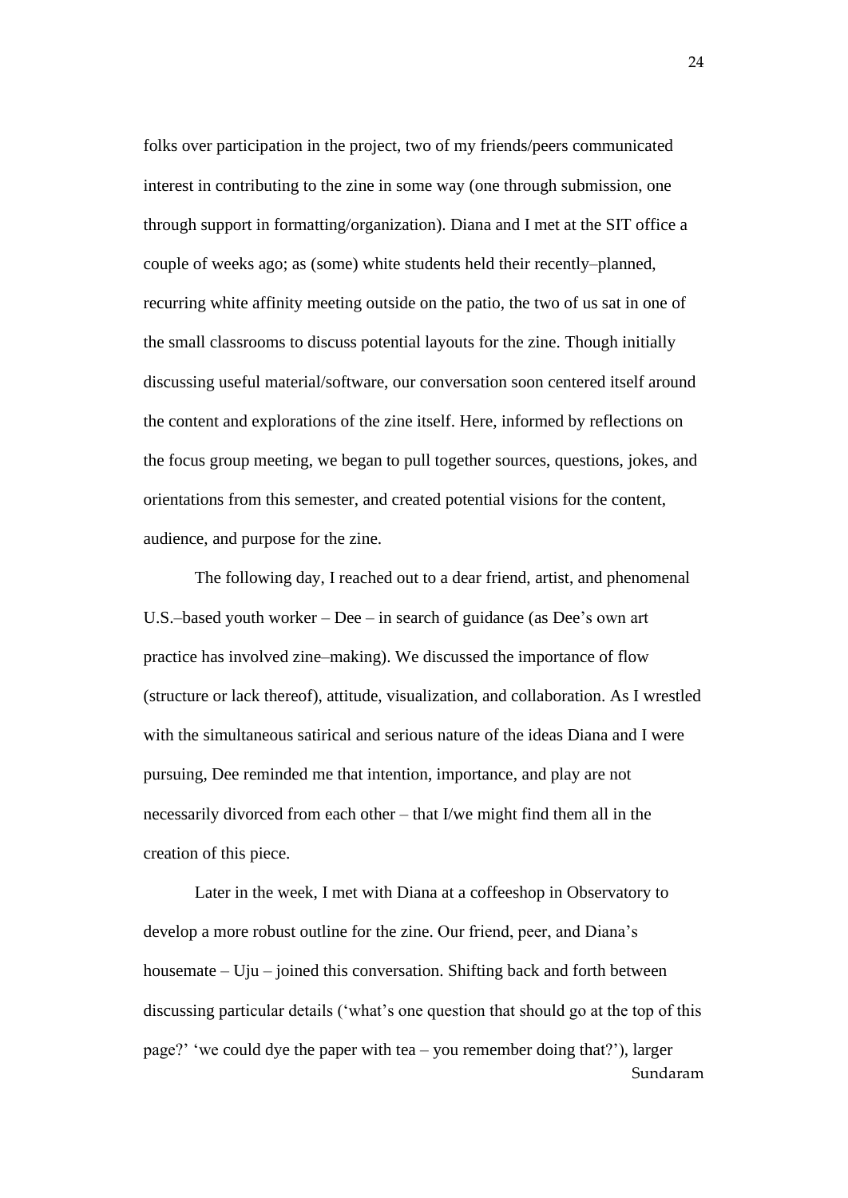folks over participation in the project, two of my friends/peers communicated interest in contributing to the zine in some way (one through submission, one through support in formatting/organization). Diana and I met at the SIT office a couple of weeks ago; as (some) white students held their recently–planned, recurring white affinity meeting outside on the patio, the two of us sat in one of the small classrooms to discuss potential layouts for the zine. Though initially discussing useful material/software, our conversation soon centered itself around the content and explorations of the zine itself. Here, informed by reflections on the focus group meeting, we began to pull together sources, questions, jokes, and orientations from this semester, and created potential visions for the content, audience, and purpose for the zine.

The following day, I reached out to a dear friend, artist, and phenomenal U.S.–based youth worker – Dee – in search of guidance (as Dee's own art practice has involved zine–making). We discussed the importance of flow (structure or lack thereof), attitude, visualization, and collaboration. As I wrestled with the simultaneous satirical and serious nature of the ideas Diana and I were pursuing, Dee reminded me that intention, importance, and play are not necessarily divorced from each other – that I/we might find them all in the creation of this piece.

Later in the week, I met with Diana at a coffeeshop in Observatory to develop a more robust outline for the zine. Our friend, peer, and Diana's housemate – Uju – joined this conversation. Shifting back and forth between discussing particular details ('what's one question that should go at the top of this page?' 'we could dye the paper with tea – you remember doing that?'), larger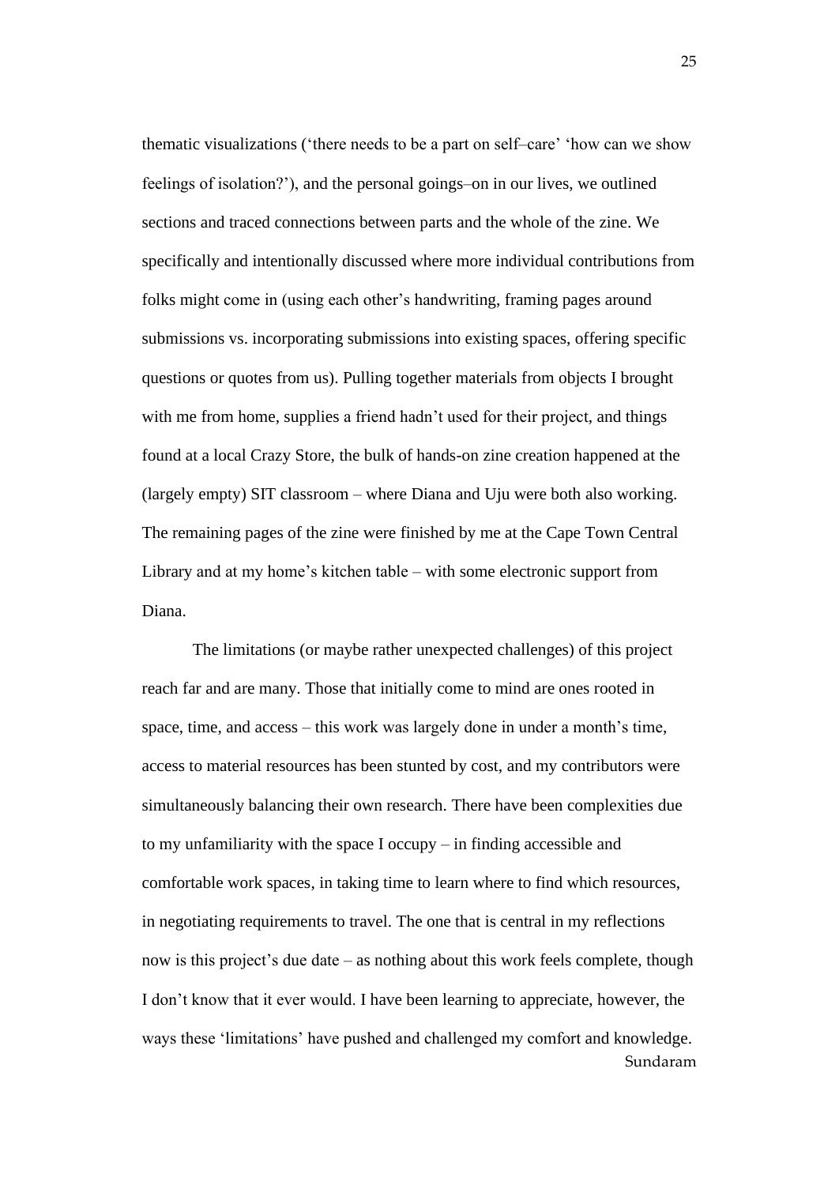thematic visualizations (‘there needs to be a part on self–care’ ‘how can we show feelings of isolation?’), and the personal goings–on in our lives, we outlined sections and traced connections between parts and the whole of the zine. We specifically and intentionally discussed where more individual contributions from folks might come in (using each other’s handwriting, framing pages around submissions vs. incorporating submissions into existing spaces, offering specific questions or quotes from us). Pulling together materials from objects I brought with me from home, supplies a friend hadn’t used for their project, and things found at a local Crazy Store, the bulk of hands-on zine creation happened at the (largely empty) SIT classroom – where Diana and Uju were both also working. The remaining pages of the zine were finished by me at the Cape Town Central Library and at my home’s kitchen table – with some electronic support from Diana.

The limitations (or maybe rather unexpected challenges) of this project reach far and are many. Those that initially come to mind are ones rooted in space, time, and access – this work was largely done in under a month’s time, access to material resources has been stunted by cost, and my contributors were simultaneously balancing their own research. There have been complexities due to my unfamiliarity with the space I occupy – in finding accessible and comfortable work spaces, in taking time to learn where to find which resources, in negotiating requirements to travel. The one that is central in my reflections now is this project’s due date – as nothing about this work feels complete, though I don’t know that it ever would. I have been learning to appreciate, however, the ways these ‘limitations’ have pushed and challenged my comfort and knowledge.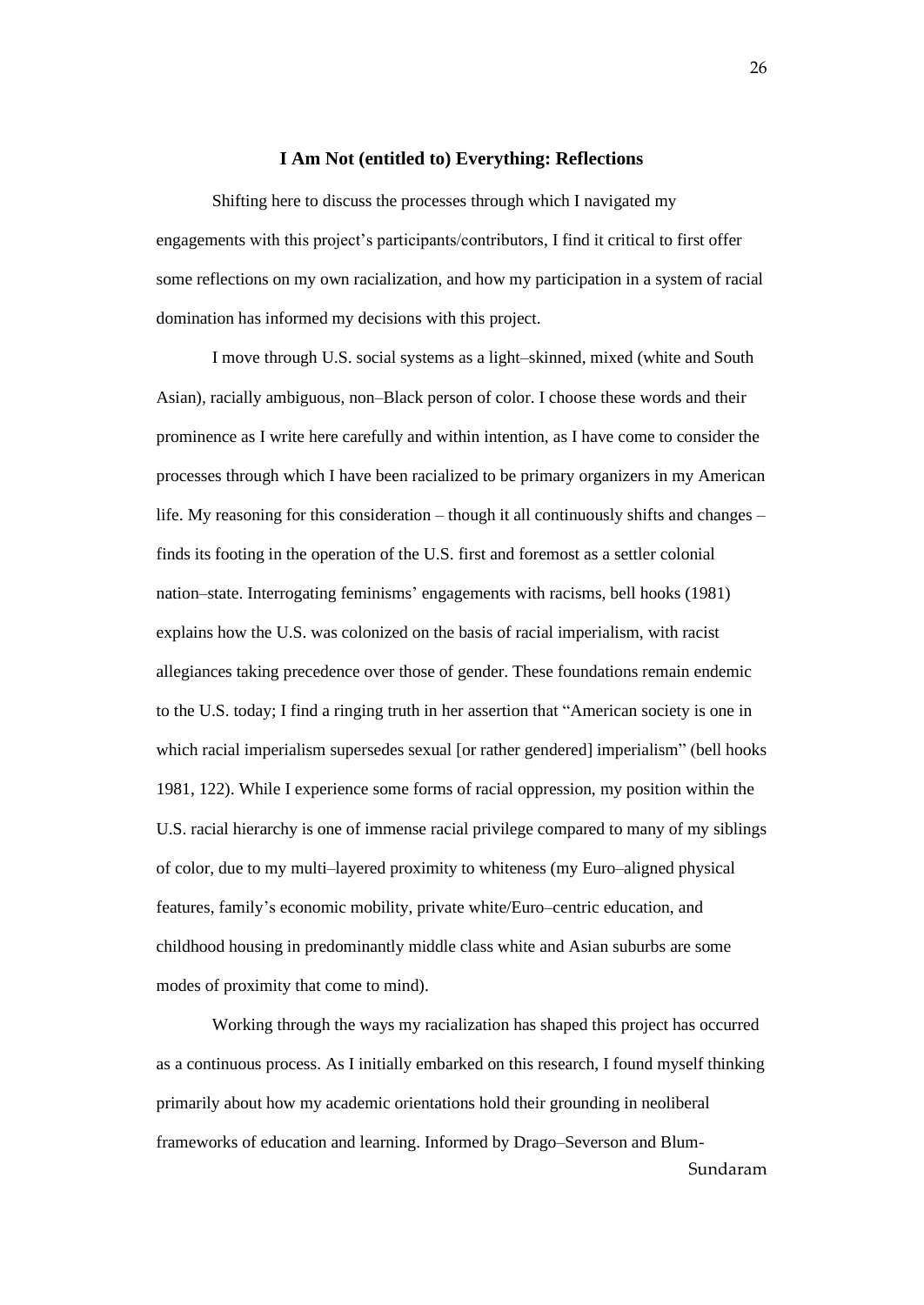## I Am Not (entitled to) Everything: Reflections

Shifting here to discuss the processes through which I navigated my engagements with this project's participants/contributors, I find it critical to first offer some reflections on my own racialization, and how my participation in a system of racial domination has informed my decisions with this project.

I move through U.S. social systems as a light–skinned, mixed (white and South Asian), racially ambiguous, non–Black person of color. I choose these words and their prominence as I write here carefully and within intention, as I have come to consider the processes through which I have been racialized to be primary organizers in my American life. My reasoning for this consideration – though it all continuously shifts and changes – finds its footing in the operation of the U.S. first and foremost as a settler colonial nation–state. Interrogating feminisms' engagements with racisms, bell hooks (1981) explains how the U.S. was colonized on the basis of racial imperialism, with racist allegiances taking precedence over those of gender. These foundations remain endemic to the U.S. today; I find a ringing truth in her assertion that "American society is one in which racial imperialism supersedes sexual [or rather gendered] imperialism" (bell hooks 1981, 122). While I experience some forms of racial oppression, my position within the U.S. racial hierarchy is one of immense racial privilege compared to many of my siblings of color, due to my multi–layered proximity to whiteness (my Euro–aligned physical features, family's economic mobility, private white/Euro–centric education, and childhood housing in predominantly middle class white and Asian suburbs are some modes of proximity that come to mind).

Working through the ways my racialization has shaped this project has occurred as a continuous process. As I initially embarked on this research, I found myself thinking primarily about how my academic orientations hold their grounding in neoliberal frameworks of education and learning. Informed by Drago–Severson and Blum-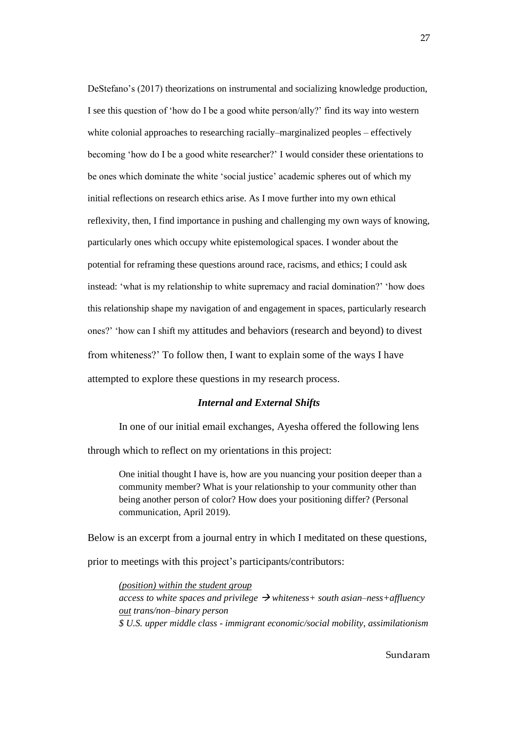DeStefano's (2017) theorizations on instrumental and socializing knowledge production, I see this question of 'how do I be a good white person/ally?' find its way into western white colonial approaches to researching racially–marginalized peoples – effectively becoming 'how do I be a good white researcher?' I would consider these orientations to be ones which dominate the white 'social justice' academic spheres out of which my initial reflections on research ethics arise. As I move further into my own ethical reflexivity, then, I find importance in pushing and challenging my own ways of knowing, particularly ones which occupy white epistemological spaces. I wonder about the potential for reframing these questions around race, racisms, and ethics; I could ask instead: 'what is my relationship to white supremacy and racial domination?' 'how does this relationship shape my navigation of and engagement in spaces, particularly research ones?' 'how can I shift my attitudes and behaviors (research and beyond) to divest from whiteness?' To follow then, I want to explain some of the ways I have attempted to explore these questions in my research process.

### *Internal and External Shifts*

In one of our initial email exchanges, Ayesha offered the following lens through which to reflect on my orientations in this project:

> One initial thought I have is, how are you nuancing your position deeper than a community member? What is your relationship to your community other than being another person of color? How does your positioning differ? (Personal communication, April 2019).

Below is an excerpt from a journal entry in which I meditated on these questions, prior to meetings with this project's participants/contributors:

> *<u>(position) within the student group</u>*
> *access to white spaces and privilege → whiteness+ south asian–ness+affluency*
> *<u>out</u> trans/non–binary person*
> *$ U.S. upper middle class - immigrant economic/social mobility, assimilationism*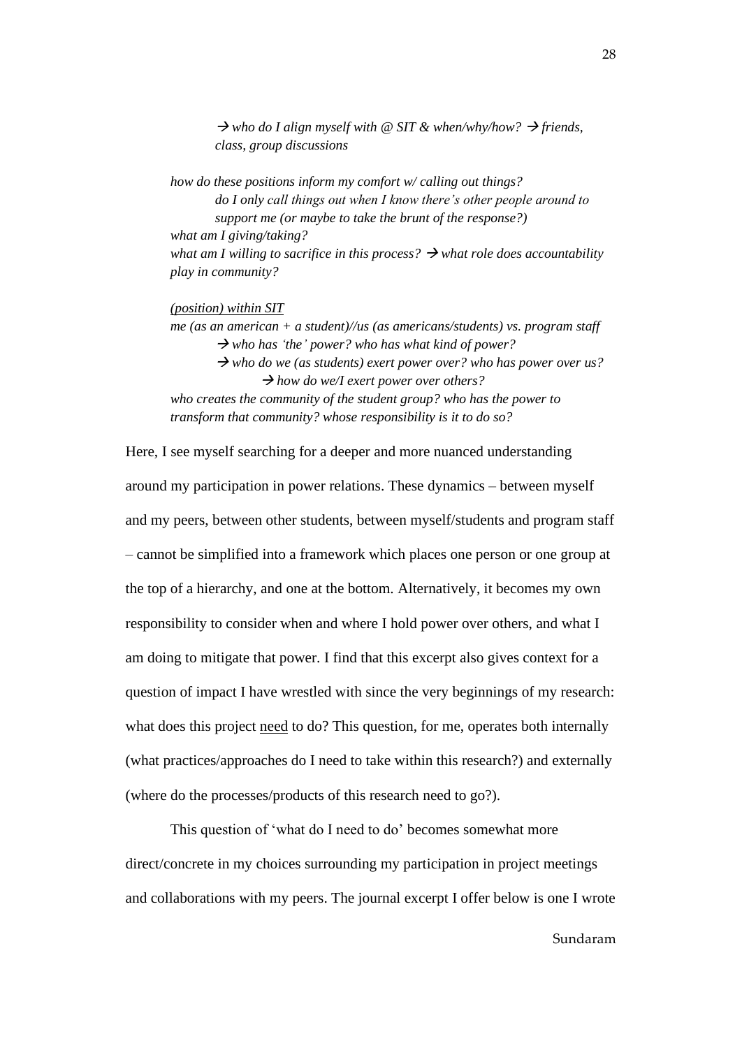> → *who do I align myself with @ SIT & when/why/how?* → *friends, class, group discussions*
>
> *how do these positions inform my comfort w/ calling out things?*
> *do I only call things out when I know there's other people around to support me (or maybe to take the brunt of the response?)*
> *what am I giving/taking?*
> *what am I willing to sacrifice in this process?* → *what role does accountability play in community?*
>
> *<u>(position) within SIT</u>*
> *me (as an american + a student)//us (as americans/students) vs. program staff*
> → *who has 'the' power? who has what kind of power?*
> → *who do we (as students) exert power over? who has power over us?*
> → *how do we/I exert power over others?*
> *who creates the community of the student group? who has the power to transform that community? whose responsibility is it to do so?*

Here, I see myself searching for a deeper and more nuanced understanding around my participation in power relations. These dynamics – between myself and my peers, between other students, between myself/students and program staff – cannot be simplified into a framework which places one person or one group at the top of a hierarchy, and one at the bottom. Alternatively, it becomes my own responsibility to consider when and where I hold power over others, and what I am doing to mitigate that power. I find that this excerpt also gives context for a question of impact I have wrestled with since the very beginnings of my research: what does this project <u>need</u> to do? This question, for me, operates both internally (what practices/approaches do I need to take within this research?) and externally (where do the processes/products of this research need to go?).

This question of 'what do I need to do' becomes somewhat more direct/concrete in my choices surrounding my participation in project meetings and collaborations with my peers. The journal excerpt I offer below is one I wrote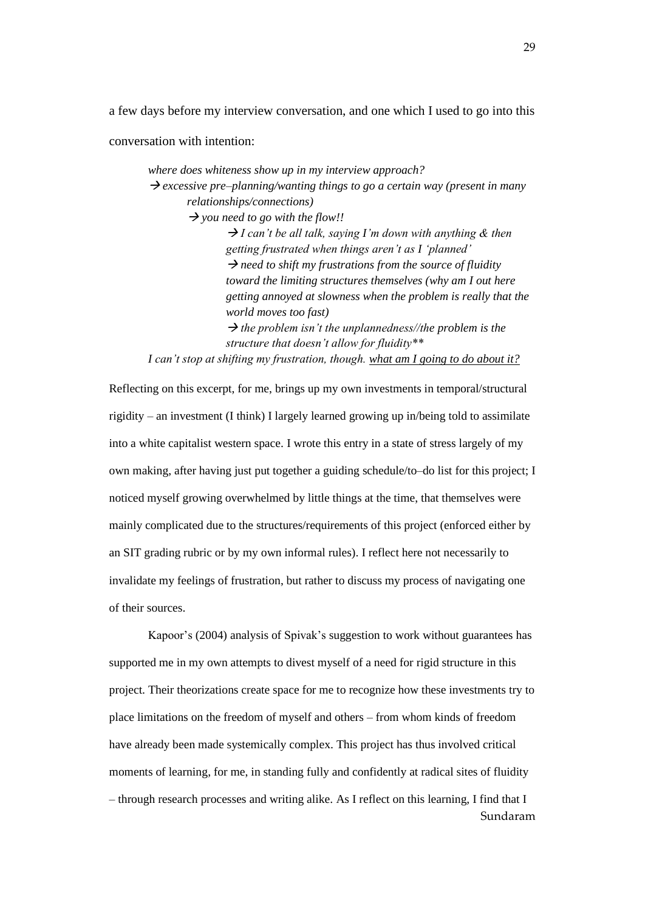a few days before my interview conversation, and one which I used to go into this conversation with intention:

> *where does whiteness show up in my interview approach?*
> → *excessive pre–planning/wanting things to go a certain way (present in many relationships/connections)*
> → *you need to go with the flow!!*
> → *I can't be all talk, saying I'm down with anything & then getting frustrated when things aren't as I 'planned'*
> → *need to shift my frustrations from the source of fluidity toward the limiting structures themselves (why am I out here getting annoyed at slowness when the problem is really that the world moves too fast)*
> → *the problem isn't the unplannedness//the problem is the structure that doesn't allow for fluidity\*\**
>
> *I can't stop at shifting my frustration, though.* <u>*what am I going to do about it?*</u>

Reflecting on this excerpt, for me, brings up my own investments in temporal/structural rigidity – an investment (I think) I largely learned growing up in/being told to assimilate into a white capitalist western space. I wrote this entry in a state of stress largely of my own making, after having just put together a guiding schedule/to–do list for this project; I noticed myself growing overwhelmed by little things at the time, that themselves were mainly complicated due to the structures/requirements of this project (enforced either by an SIT grading rubric or by my own informal rules). I reflect here not necessarily to invalidate my feelings of frustration, but rather to discuss my process of navigating one of their sources.

Kapoor's (2004) analysis of Spivak's suggestion to work without guarantees has supported me in my own attempts to divest myself of a need for rigid structure in this project. Their theorizations create space for me to recognize how these investments try to place limitations on the freedom of myself and others – from whom kinds of freedom have already been made systemically complex. This project has thus involved critical moments of learning, for me, in standing fully and confidently at radical sites of fluidity – through research processes and writing alike. As I reflect on this learning, I find that I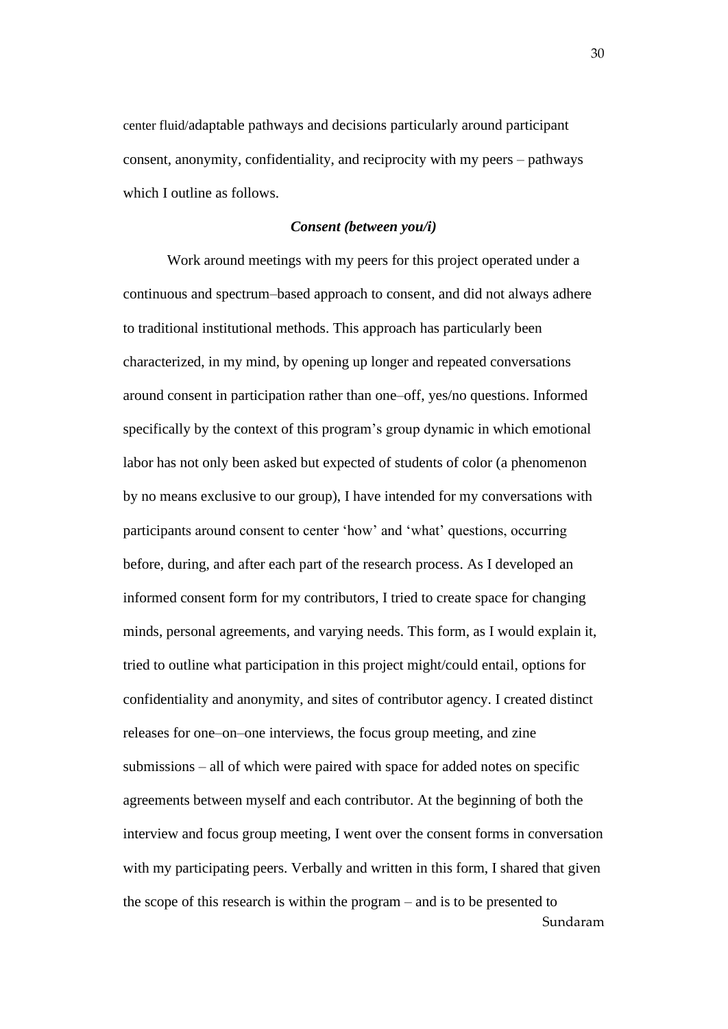center fluid/adaptable pathways and decisions particularly around participant consent, anonymity, confidentiality, and reciprocity with my peers – pathways which I outline as follows.

### ***Consent (between you/i)***

Work around meetings with my peers for this project operated under a continuous and spectrum–based approach to consent, and did not always adhere to traditional institutional methods. This approach has particularly been characterized, in my mind, by opening up longer and repeated conversations around consent in participation rather than one–off, yes/no questions. Informed specifically by the context of this program's group dynamic in which emotional labor has not only been asked but expected of students of color (a phenomenon by no means exclusive to our group), I have intended for my conversations with participants around consent to center 'how' and 'what' questions, occurring before, during, and after each part of the research process. As I developed an informed consent form for my contributors, I tried to create space for changing minds, personal agreements, and varying needs. This form, as I would explain it, tried to outline what participation in this project might/could entail, options for confidentiality and anonymity, and sites of contributor agency. I created distinct releases for one–on–one interviews, the focus group meeting, and zine submissions – all of which were paired with space for added notes on specific agreements between myself and each contributor. At the beginning of both the interview and focus group meeting, I went over the consent forms in conversation with my participating peers. Verbally and written in this form, I shared that given the scope of this research is within the program – and is to be presented to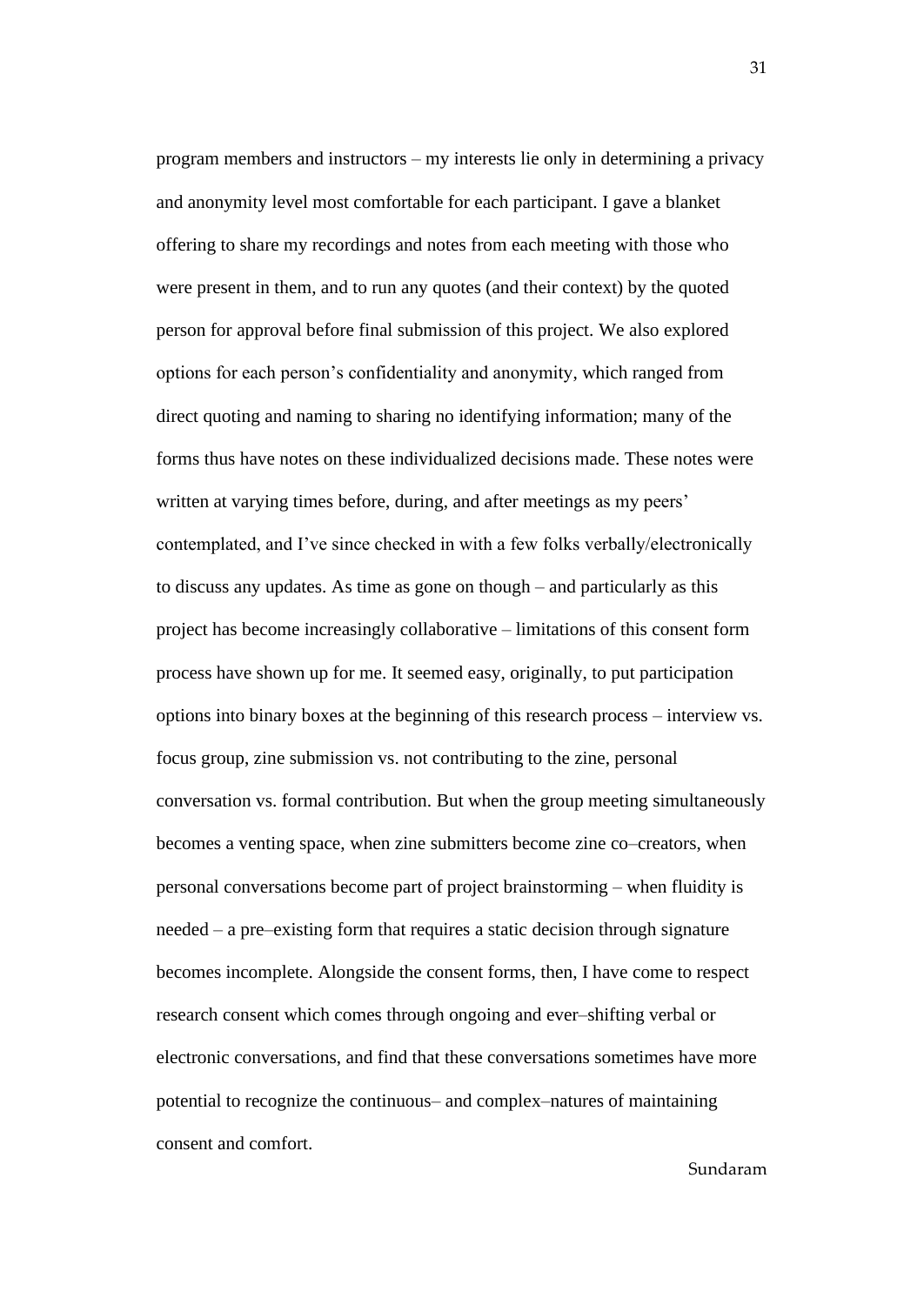program members and instructors – my interests lie only in determining a privacy and anonymity level most comfortable for each participant. I gave a blanket offering to share my recordings and notes from each meeting with those who were present in them, and to run any quotes (and their context) by the quoted person for approval before final submission of this project. We also explored options for each person's confidentiality and anonymity, which ranged from direct quoting and naming to sharing no identifying information; many of the forms thus have notes on these individualized decisions made. These notes were written at varying times before, during, and after meetings as my peers' contemplated, and I've since checked in with a few folks verbally/electronically to discuss any updates. As time as gone on though – and particularly as this project has become increasingly collaborative – limitations of this consent form process have shown up for me. It seemed easy, originally, to put participation options into binary boxes at the beginning of this research process – interview vs. focus group, zine submission vs. not contributing to the zine, personal conversation vs. formal contribution. But when the group meeting simultaneously becomes a venting space, when zine submitters become zine co–creators, when personal conversations become part of project brainstorming – when fluidity is needed – a pre–existing form that requires a static decision through signature becomes incomplete. Alongside the consent forms, then, I have come to respect research consent which comes through ongoing and ever–shifting verbal or electronic conversations, and find that these conversations sometimes have more potential to recognize the continuous– and complex–natures of maintaining consent and comfort.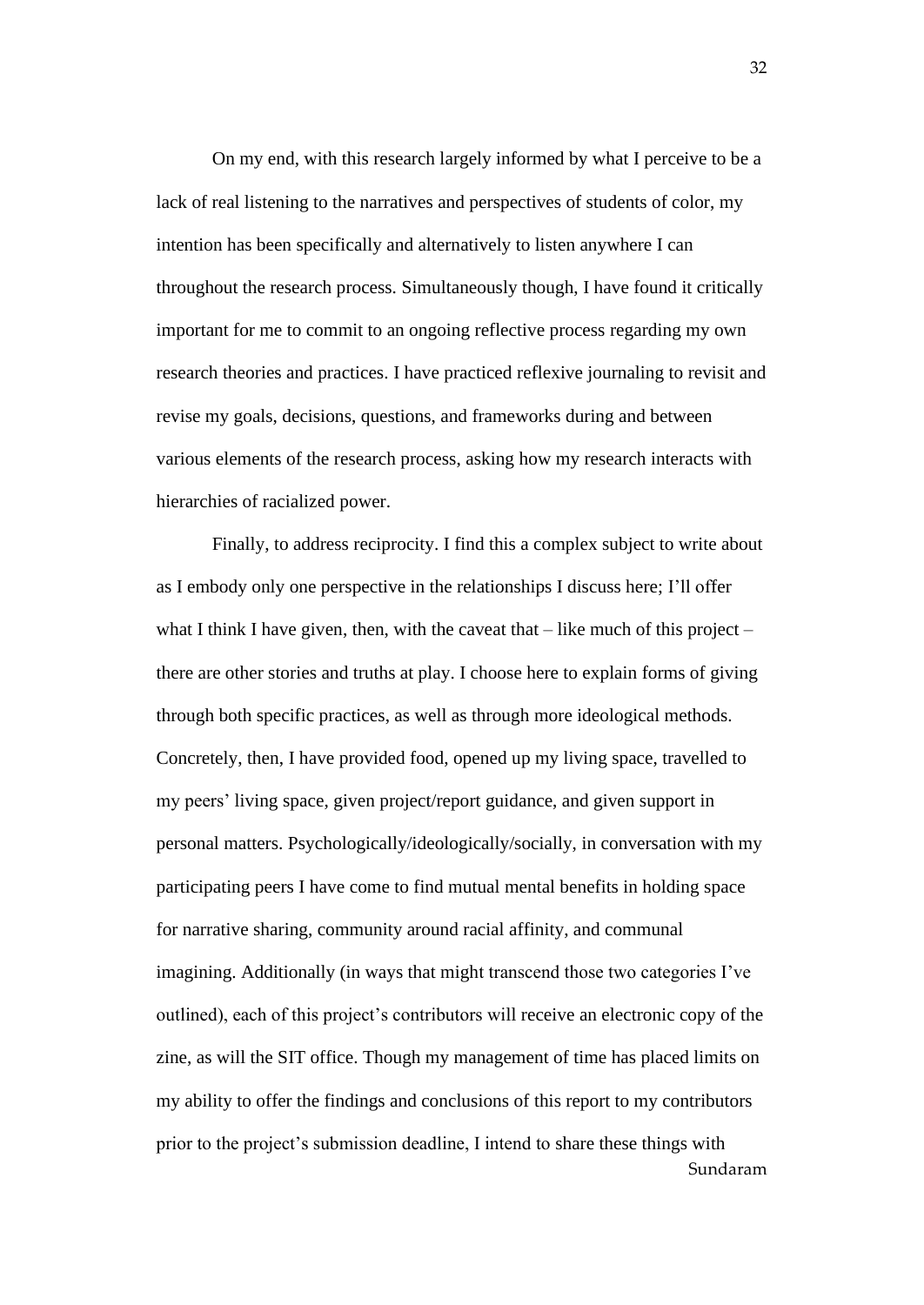On my end, with this research largely informed by what I perceive to be a lack of real listening to the narratives and perspectives of students of color, my intention has been specifically and alternatively to listen anywhere I can throughout the research process. Simultaneously though, I have found it critically important for me to commit to an ongoing reflective process regarding my own research theories and practices. I have practiced reflexive journaling to revisit and revise my goals, decisions, questions, and frameworks during and between various elements of the research process, asking how my research interacts with hierarchies of racialized power.

Finally, to address reciprocity. I find this a complex subject to write about as I embody only one perspective in the relationships I discuss here; I'll offer what I think I have given, then, with the caveat that – like much of this project – there are other stories and truths at play. I choose here to explain forms of giving through both specific practices, as well as through more ideological methods. Concretely, then, I have provided food, opened up my living space, travelled to my peers' living space, given project/report guidance, and given support in personal matters. Psychologically/ideologically/socially, in conversation with my participating peers I have come to find mutual mental benefits in holding space for narrative sharing, community around racial affinity, and communal imagining. Additionally (in ways that might transcend those two categories I've outlined), each of this project's contributors will receive an electronic copy of the zine, as will the SIT office. Though my management of time has placed limits on my ability to offer the findings and conclusions of this report to my contributors prior to the project's submission deadline, I intend to share these things with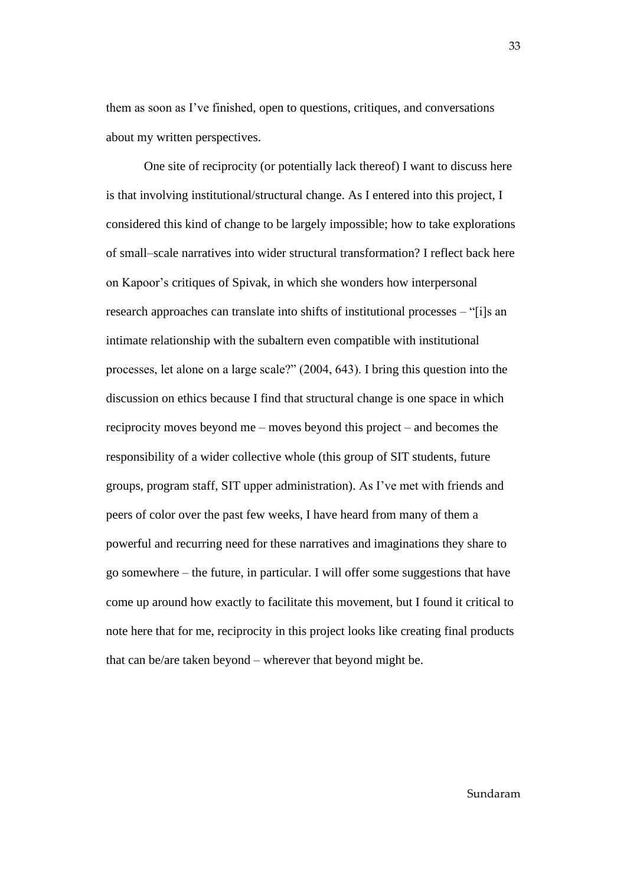them as soon as I've finished, open to questions, critiques, and conversations about my written perspectives.

One site of reciprocity (or potentially lack thereof) I want to discuss here is that involving institutional/structural change. As I entered into this project, I considered this kind of change to be largely impossible; how to take explorations of small–scale narratives into wider structural transformation? I reflect back here on Kapoor's critiques of Spivak, in which she wonders how interpersonal research approaches can translate into shifts of institutional processes – "[i]s an intimate relationship with the subaltern even compatible with institutional processes, let alone on a large scale?" (2004, 643). I bring this question into the discussion on ethics because I find that structural change is one space in which reciprocity moves beyond me – moves beyond this project – and becomes the responsibility of a wider collective whole (this group of SIT students, future groups, program staff, SIT upper administration). As I've met with friends and peers of color over the past few weeks, I have heard from many of them a powerful and recurring need for these narratives and imaginations they share to go somewhere – the future, in particular. I will offer some suggestions that have come up around how exactly to facilitate this movement, but I found it critical to note here that for me, reciprocity in this project looks like creating final products that can be/are taken beyond – wherever that beyond might be.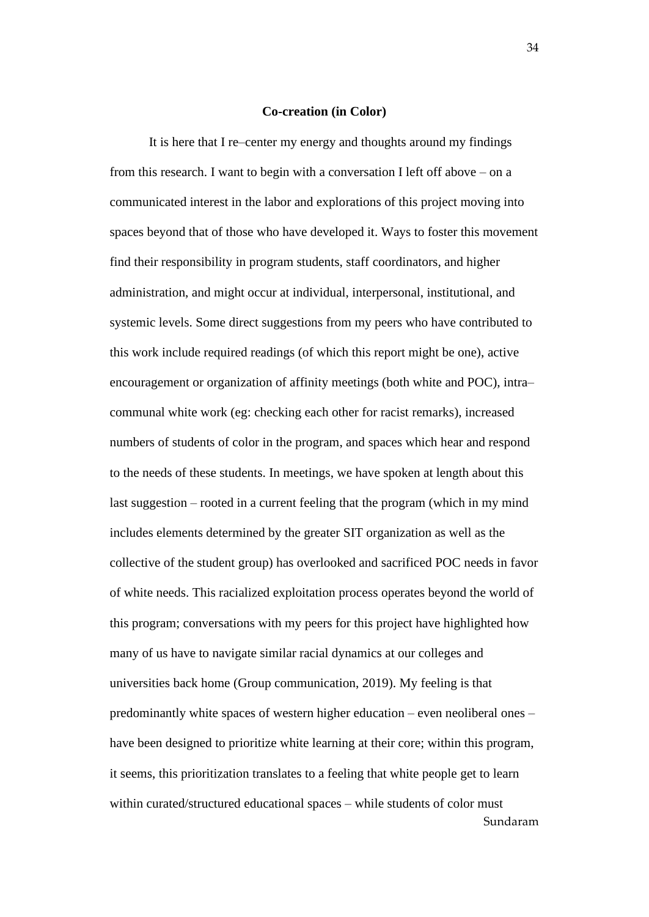## Co-creation (in Color)

It is here that I re–center my energy and thoughts around my findings from this research. I want to begin with a conversation I left off above – on a communicated interest in the labor and explorations of this project moving into spaces beyond that of those who have developed it. Ways to foster this movement find their responsibility in program students, staff coordinators, and higher administration, and might occur at individual, interpersonal, institutional, and systemic levels. Some direct suggestions from my peers who have contributed to this work include required readings (of which this report might be one), active encouragement or organization of affinity meetings (both white and POC), intra–communal white work (eg: checking each other for racist remarks), increased numbers of students of color in the program, and spaces which hear and respond to the needs of these students. In meetings, we have spoken at length about this last suggestion – rooted in a current feeling that the program (which in my mind includes elements determined by the greater SIT organization as well as the collective of the student group) has overlooked and sacrificed POC needs in favor of white needs. This racialized exploitation process operates beyond the world of this program; conversations with my peers for this project have highlighted how many of us have to navigate similar racial dynamics at our colleges and universities back home (Group communication, 2019). My feeling is that predominantly white spaces of western higher education – even neoliberal ones – have been designed to prioritize white learning at their core; within this program, it seems, this prioritization translates to a feeling that white people get to learn within curated/structured educational spaces – while students of color must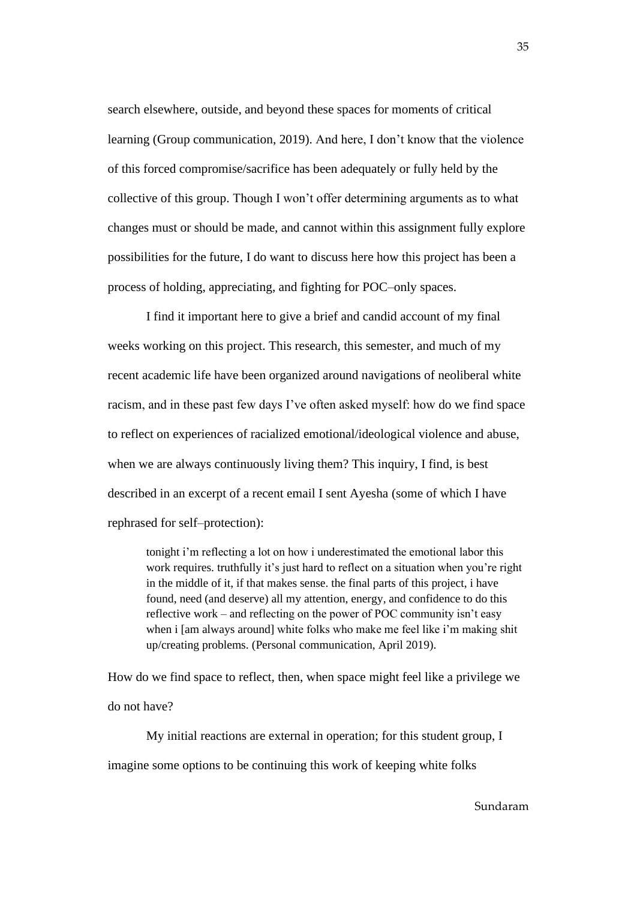search elsewhere, outside, and beyond these spaces for moments of critical learning (Group communication, 2019). And here, I don't know that the violence of this forced compromise/sacrifice has been adequately or fully held by the collective of this group. Though I won't offer determining arguments as to what changes must or should be made, and cannot within this assignment fully explore possibilities for the future, I do want to discuss here how this project has been a process of holding, appreciating, and fighting for POC–only spaces.

I find it important here to give a brief and candid account of my final weeks working on this project. This research, this semester, and much of my recent academic life have been organized around navigations of neoliberal white racism, and in these past few days I've often asked myself: how do we find space to reflect on experiences of racialized emotional/ideological violence and abuse, when we are always continuously living them? This inquiry, I find, is best described in an excerpt of a recent email I sent Ayesha (some of which I have rephrased for self–protection):

> tonight i'm reflecting a lot on how i underestimated the emotional labor this work requires. truthfully it's just hard to reflect on a situation when you're right in the middle of it, if that makes sense. the final parts of this project, i have found, need (and deserve) all my attention, energy, and confidence to do this reflective work – and reflecting on the power of POC community isn't easy when i [am always around] white folks who make me feel like i'm making shit up/creating problems. (Personal communication, April 2019).

How do we find space to reflect, then, when space might feel like a privilege we do not have?

My initial reactions are external in operation; for this student group, I imagine some options to be continuing this work of keeping white folks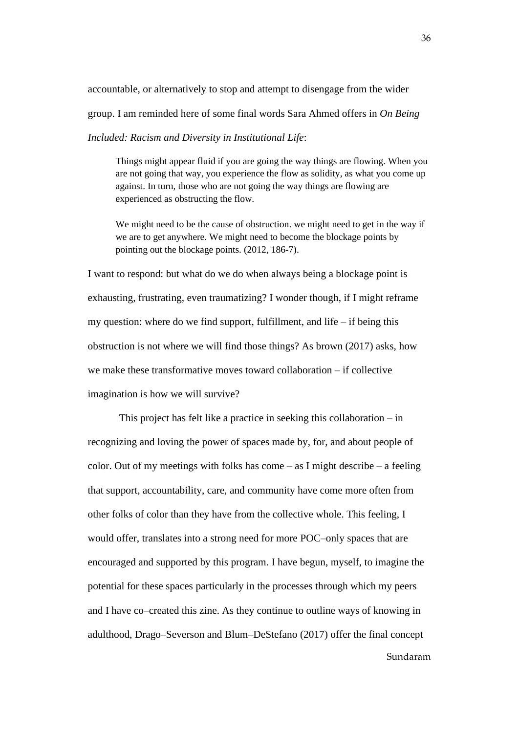accountable, or alternatively to stop and attempt to disengage from the wider group. I am reminded here of some final words Sara Ahmed offers in *On Being Included: Racism and Diversity in Institutional Life*:

> Things might appear fluid if you are going the way things are flowing. When you are not going that way, you experience the flow as solidity, as what you come up against. In turn, those who are not going the way things are flowing are experienced as obstructing the flow.
>
> We might need to be the cause of obstruction. we might need to get in the way if we are to get anywhere. We might need to become the blockage points by pointing out the blockage points. (2012, 186-7).

I want to respond: but what do we do when always being a blockage point is exhausting, frustrating, even traumatizing? I wonder though, if I might reframe my question: where do we find support, fulfillment, and life – if being this obstruction is not where we will find those things? As brown (2017) asks, how we make these transformative moves toward collaboration – if collective imagination is how we will survive?

This project has felt like a practice in seeking this collaboration – in recognizing and loving the power of spaces made by, for, and about people of color. Out of my meetings with folks has come – as I might describe – a feeling that support, accountability, care, and community have come more often from other folks of color than they have from the collective whole. This feeling, I would offer, translates into a strong need for more POC–only spaces that are encouraged and supported by this program. I have begun, myself, to imagine the potential for these spaces particularly in the processes through which my peers and I have co–created this zine. As they continue to outline ways of knowing in adulthood, Drago–Severson and Blum–DeStefano (2017) offer the final concept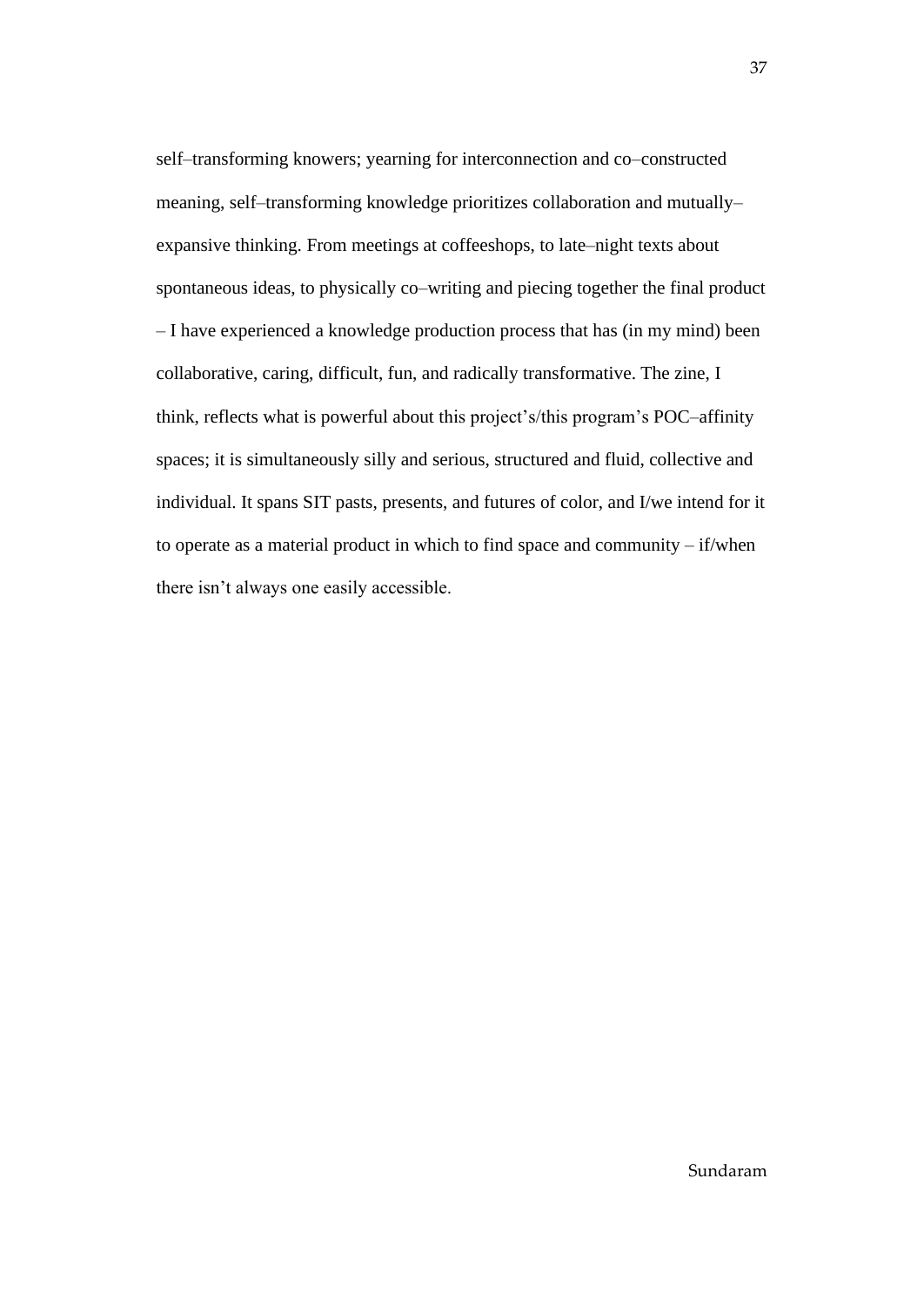self–transforming knowers; yearning for interconnection and co–constructed meaning, self–transforming knowledge prioritizes collaboration and mutually–expansive thinking. From meetings at coffeeshops, to late–night texts about spontaneous ideas, to physically co–writing and piecing together the final product – I have experienced a knowledge production process that has (in my mind) been collaborative, caring, difficult, fun, and radically transformative. The zine, I think, reflects what is powerful about this project's/this program's POC–affinity spaces; it is simultaneously silly and serious, structured and fluid, collective and individual. It spans SIT pasts, presents, and futures of color, and I/we intend for it to operate as a material product in which to find space and community – if/when there isn't always one easily accessible.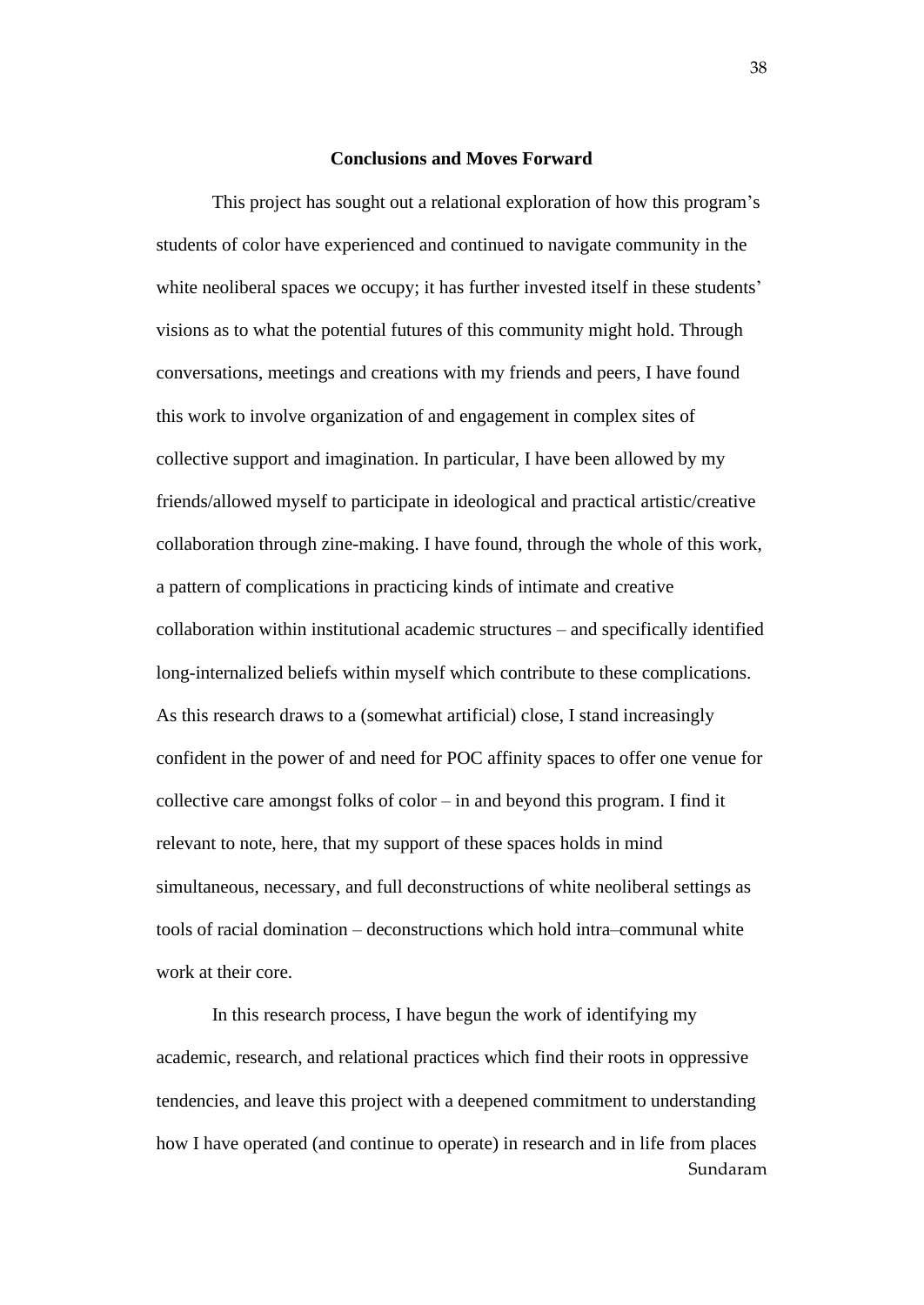## Conclusions and Moves Forward

This project has sought out a relational exploration of how this program's students of color have experienced and continued to navigate community in the white neoliberal spaces we occupy; it has further invested itself in these students' visions as to what the potential futures of this community might hold. Through conversations, meetings and creations with my friends and peers, I have found this work to involve organization of and engagement in complex sites of collective support and imagination. In particular, I have been allowed by my friends/allowed myself to participate in ideological and practical artistic/creative collaboration through zine-making. I have found, through the whole of this work, a pattern of complications in practicing kinds of intimate and creative collaboration within institutional academic structures – and specifically identified long-internalized beliefs within myself which contribute to these complications. As this research draws to a (somewhat artificial) close, I stand increasingly confident in the power of and need for POC affinity spaces to offer one venue for collective care amongst folks of color – in and beyond this program. I find it relevant to note, here, that my support of these spaces holds in mind simultaneous, necessary, and full deconstructions of white neoliberal settings as tools of racial domination – deconstructions which hold intra–communal white work at their core.

In this research process, I have begun the work of identifying my academic, research, and relational practices which find their roots in oppressive tendencies, and leave this project with a deepened commitment to understanding how I have operated (and continue to operate) in research and in life from places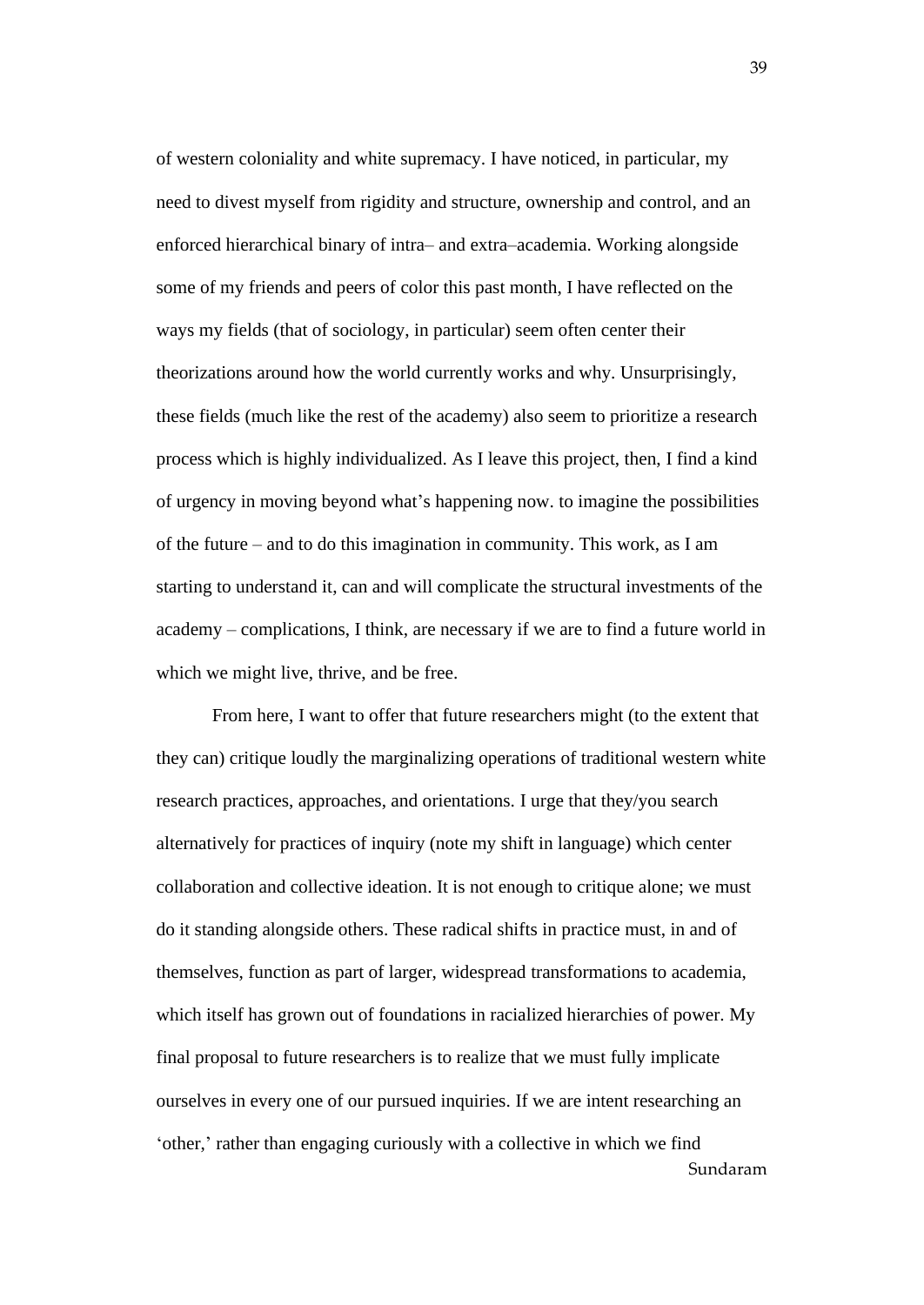of western coloniality and white supremacy. I have noticed, in particular, my need to divest myself from rigidity and structure, ownership and control, and an enforced hierarchical binary of intra– and extra–academia. Working alongside some of my friends and peers of color this past month, I have reflected on the ways my fields (that of sociology, in particular) seem often center their theorizations around how the world currently works and why. Unsurprisingly, these fields (much like the rest of the academy) also seem to prioritize a research process which is highly individualized. As I leave this project, then, I find a kind of urgency in moving beyond what's happening now. to imagine the possibilities of the future – and to do this imagination in community. This work, as I am starting to understand it, can and will complicate the structural investments of the academy – complications, I think, are necessary if we are to find a future world in which we might live, thrive, and be free.

From here, I want to offer that future researchers might (to the extent that they can) critique loudly the marginalizing operations of traditional western white research practices, approaches, and orientations. I urge that they/you search alternatively for practices of inquiry (note my shift in language) which center collaboration and collective ideation. It is not enough to critique alone; we must do it standing alongside others. These radical shifts in practice must, in and of themselves, function as part of larger, widespread transformations to academia, which itself has grown out of foundations in racialized hierarchies of power. My final proposal to future researchers is to realize that we must fully implicate ourselves in every one of our pursued inquiries. If we are intent researching an 'other,' rather than engaging curiously with a collective in which we find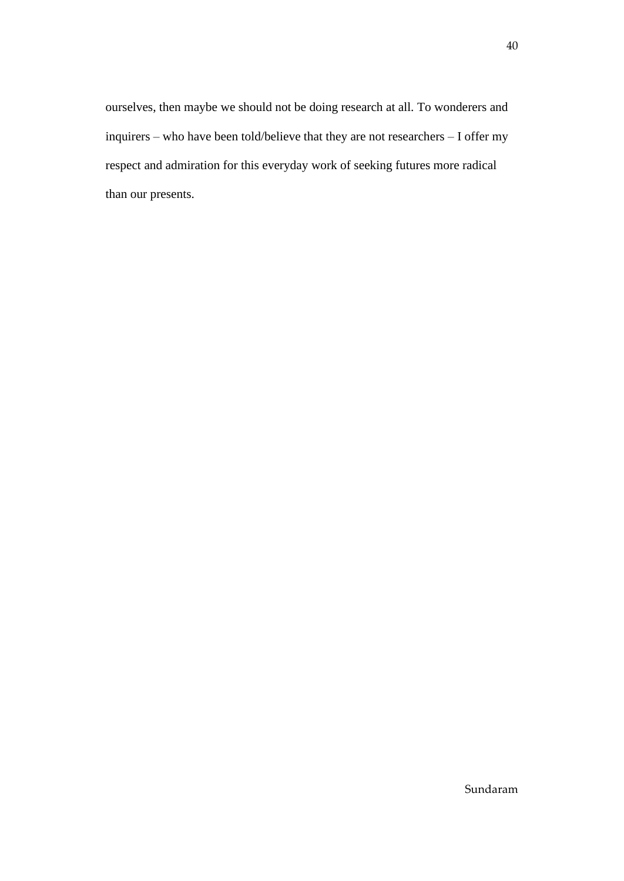ourselves, then maybe we should not be doing research at all. To wonderers and inquirers – who have been told/believe that they are not researchers – I offer my respect and admiration for this everyday work of seeking futures more radical than our presents.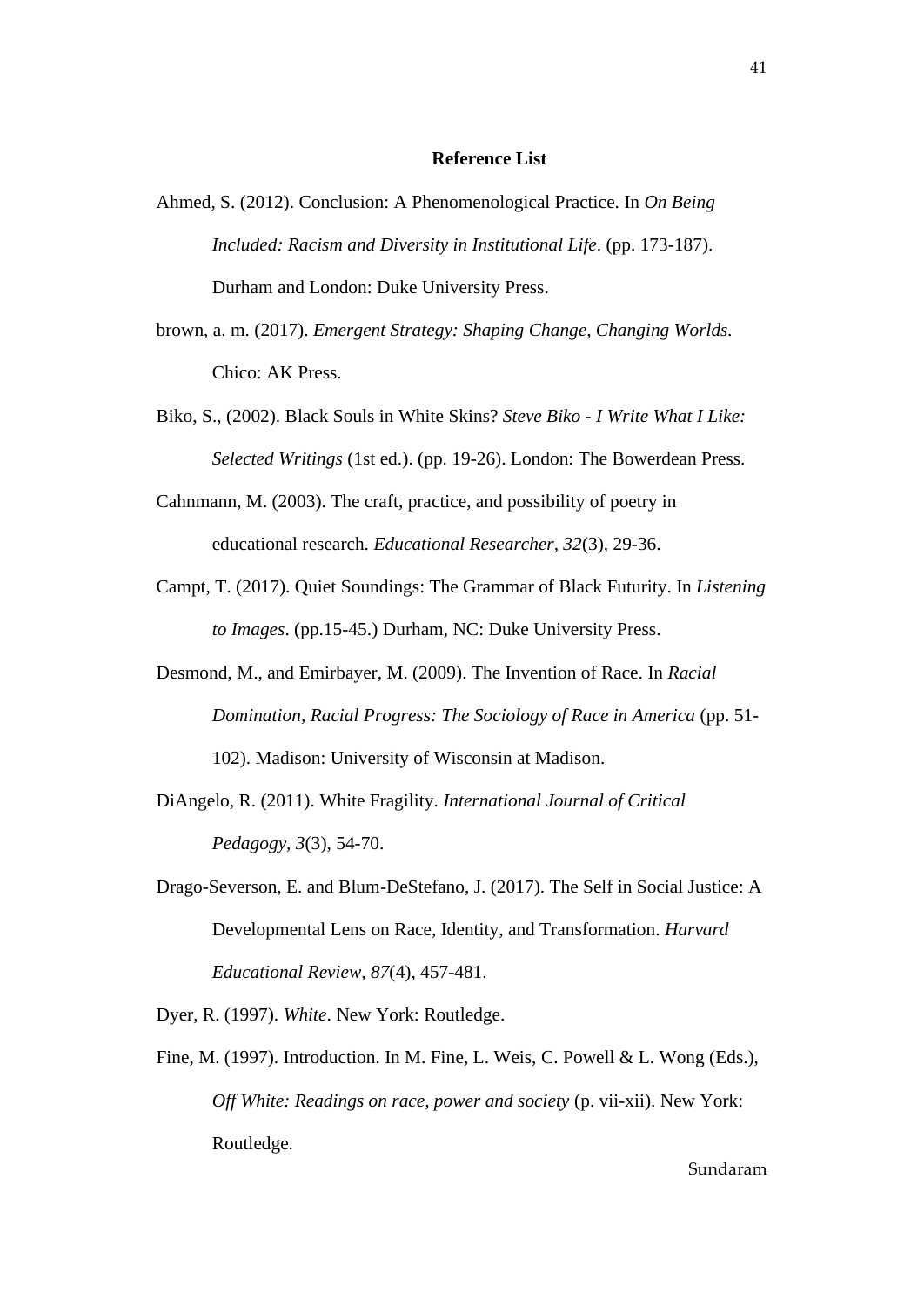**Reference List**

Ahmed, S. (2012). Conclusion: A Phenomenological Practice. In *On Being Included: Racism and Diversity in Institutional Life*. (pp. 173-187). Durham and London: Duke University Press.

brown, a. m. (2017). *Emergent Strategy: Shaping Change, Changing Worlds.* Chico: AK Press.

Biko, S., (2002). Black Souls in White Skins? *Steve Biko - I Write What I Like: Selected Writings* (1st ed.). (pp. 19-26). London: The Bowerdean Press.

Cahnmann, M. (2003). The craft, practice, and possibility of poetry in educational research. *Educational Researcher, 32*(3), 29-36.

Campt, T. (2017). Quiet Soundings: The Grammar of Black Futurity. In *Listening to Images*. (pp.15-45.) Durham, NC: Duke University Press.

Desmond, M., and Emirbayer, M. (2009). The Invention of Race. In *Racial Domination, Racial Progress: The Sociology of Race in America* (pp. 51-102). Madison: University of Wisconsin at Madison.

DiAngelo, R. (2011). White Fragility. *International Journal of Critical Pedagogy, 3*(3), 54-70.

Drago-Severson, E. and Blum-DeStefano, J. (2017). The Self in Social Justice: A Developmental Lens on Race, Identity, and Transformation. *Harvard Educational Review, 87*(4), 457-481.

Dyer, R. (1997). *White*. New York: Routledge.

Fine, M. (1997). Introduction. In M. Fine, L. Weis, C. Powell & L. Wong (Eds.), *Off White: Readings on race, power and society* (p. vii-xii). New York: Routledge.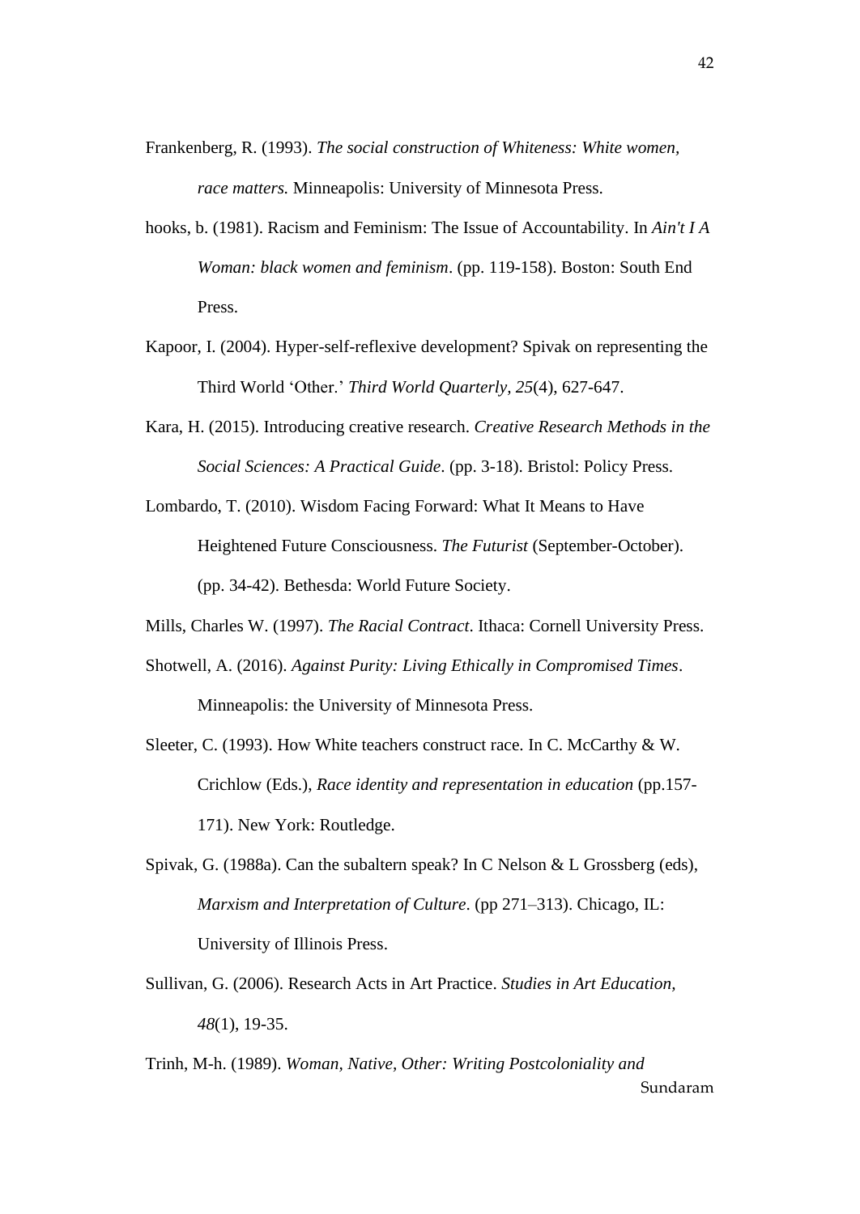Frankenberg, R. (1993). *The social construction of Whiteness: White women, race matters.* Minneapolis: University of Minnesota Press.

hooks, b. (1981). Racism and Feminism: The Issue of Accountability. In *Ain't I A Woman: black women and feminism*. (pp. 119-158). Boston: South End Press.

Kapoor, I. (2004). Hyper-self-reflexive development? Spivak on representing the Third World 'Other.' *Third World Quarterly*, *25*(4), 627-647.

Kara, H. (2015). Introducing creative research. *Creative Research Methods in the Social Sciences: A Practical Guide*. (pp. 3-18). Bristol: Policy Press.

Lombardo, T. (2010). Wisdom Facing Forward: What It Means to Have Heightened Future Consciousness. *The Futurist* (September-October). (pp. 34-42). Bethesda: World Future Society.

Mills, Charles W. (1997). *The Racial Contract*. Ithaca: Cornell University Press.

Shotwell, A. (2016). *Against Purity: Living Ethically in Compromised Times*. Minneapolis: the University of Minnesota Press.

Sleeter, C. (1993). How White teachers construct race. In C. McCarthy & W. Crichlow (Eds.), *Race identity and representation in education* (pp.157-171). New York: Routledge.

Spivak, G. (1988a). Can the subaltern speak? In C Nelson & L Grossberg (eds), *Marxism and Interpretation of Culture*. (pp 271–313). Chicago, IL: University of Illinois Press.

Sullivan, G. (2006). Research Acts in Art Practice. *Studies in Art Education, 48*(1), 19-35.

Trinh, M-h. (1989). *Woman, Native, Other: Writing Postcoloniality and*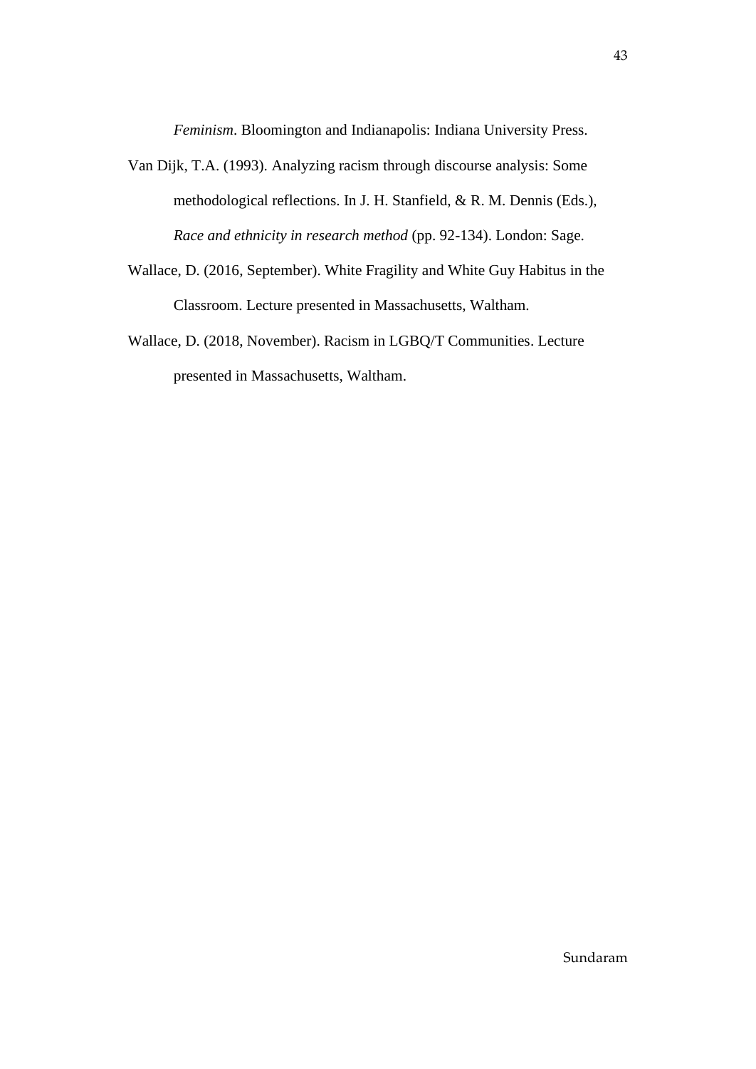*Feminism*. Bloomington and Indianapolis: Indiana University Press.

Van Dijk, T.A. (1993). Analyzing racism through discourse analysis: Some methodological reflections. In J. H. Stanfield, & R. M. Dennis (Eds.), *Race and ethnicity in research method* (pp. 92-134). London: Sage.

Wallace, D. (2016, September). White Fragility and White Guy Habitus in the Classroom. Lecture presented in Massachusetts, Waltham.

Wallace, D. (2018, November). Racism in LGBQ/T Communities. Lecture presented in Massachusetts, Waltham.